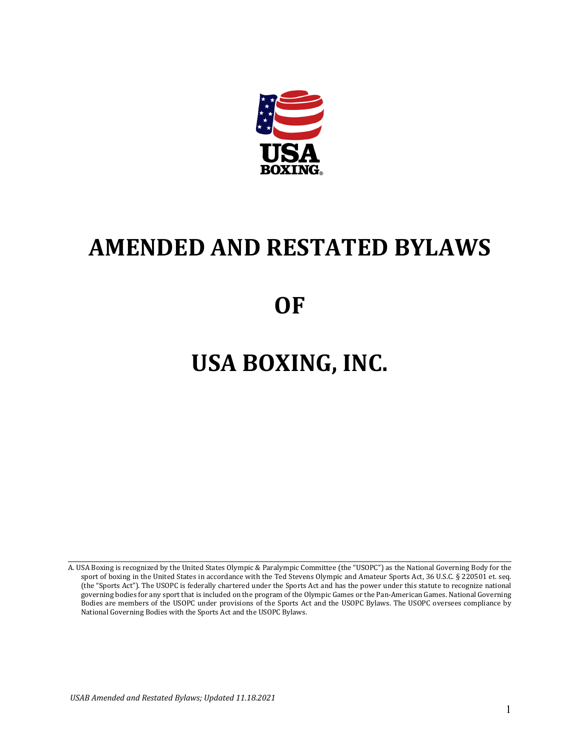# AMENDED AND RESTATED BYLAWS

# OF

# USA BOXING, INC.

A. USA Boxing is recognized by the United States Olympic & Paralympic Committee (the "USOPC") as the National Governing Body for the sport of boxing in the United States in accordance with the Ted Stevens Olympic and Amateur Sports Act, 36 U.S.C. § 220501 et. seq. (the "Sports Act"). The USOPC is federally chartered under the Sports Act and has the power under this statute to recognize national governing bodies for any sport that is included on the program of the Olympic Games or the Pan-American Games. National Governing Bodies are members of the USOPC under provisions of the Sports Act and the USOPC Bylaws. The USOPC oversees compliance by National Governing Bodies with the Sports Act and the USOPC Bylaws.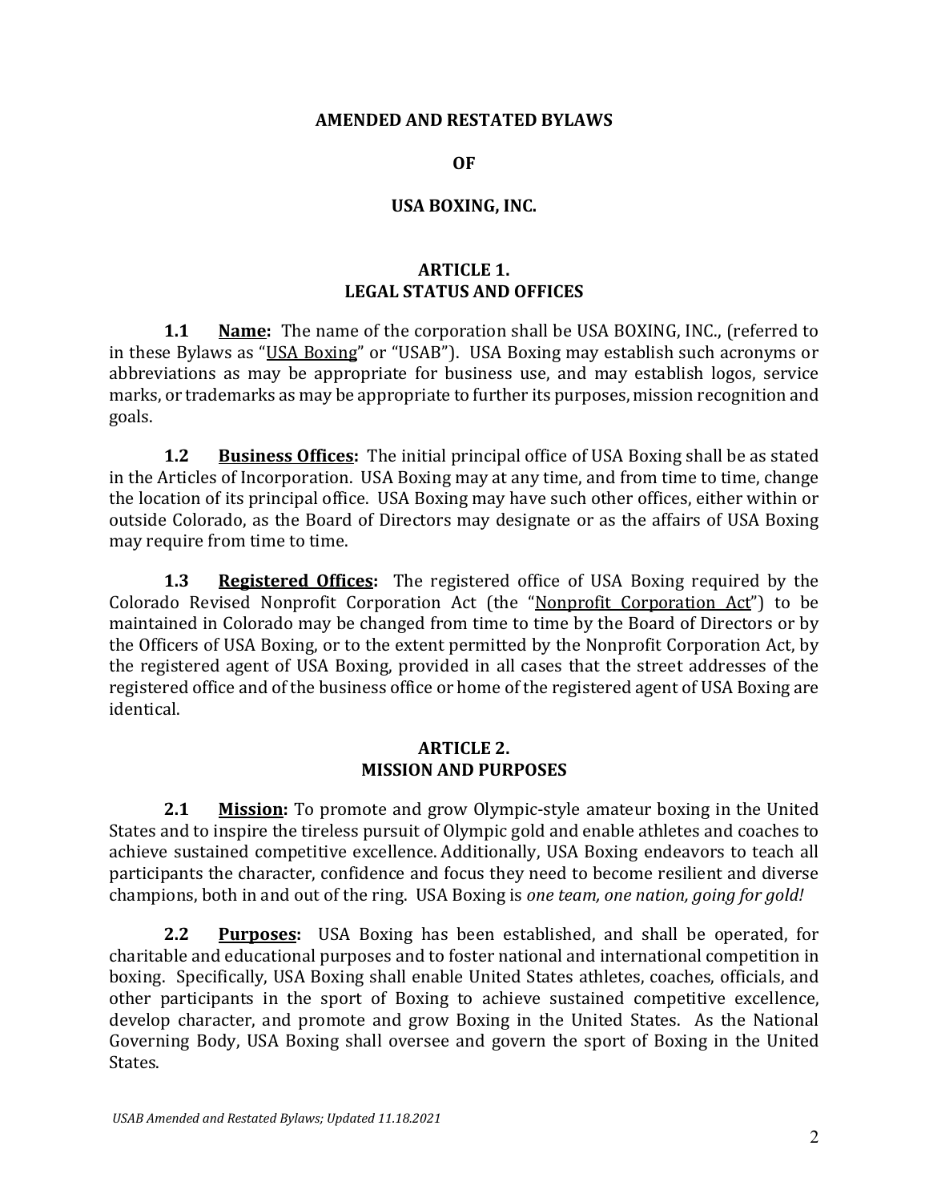# AMENDED AND RESTATED BYLAWS

# OF

# USA BOXING, INC.

## ARTICLE 1.
## LEGAL STATUS AND OFFICES

**1.1** **Name:** The name of the corporation shall be USA BOXING, INC., (referred to in these Bylaws as "USA Boxing" or "USAB"). USA Boxing may establish such acronyms or abbreviations as may be appropriate for business use, and may establish logos, service marks, or trademarks as may be appropriate to further its purposes, mission recognition and goals.

**1.2** **Business Offices:** The initial principal office of USA Boxing shall be as stated in the Articles of Incorporation. USA Boxing may at any time, and from time to time, change the location of its principal office. USA Boxing may have such other offices, either within or outside Colorado, as the Board of Directors may designate or as the affairs of USA Boxing may require from time to time.

**1.3** **Registered Offices:** The registered office of USA Boxing required by the Colorado Revised Nonprofit Corporation Act (the "Nonprofit Corporation Act") to be maintained in Colorado may be changed from time to time by the Board of Directors or by the Officers of USA Boxing, or to the extent permitted by the Nonprofit Corporation Act, by the registered agent of USA Boxing, provided in all cases that the street addresses of the registered office and of the business office or home of the registered agent of USA Boxing are identical.

## ARTICLE 2.
## MISSION AND PURPOSES

**2.1** **Mission:** To promote and grow Olympic-style amateur boxing in the United States and to inspire the tireless pursuit of Olympic gold and enable athletes and coaches to achieve sustained competitive excellence. Additionally, USA Boxing endeavors to teach all participants the character, confidence and focus they need to become resilient and diverse champions, both in and out of the ring. USA Boxing is *one team, one nation, going for gold!*

**2.2** **Purposes:** USA Boxing has been established, and shall be operated, for charitable and educational purposes and to foster national and international competition in boxing. Specifically, USA Boxing shall enable United States athletes, coaches, officials, and other participants in the sport of Boxing to achieve sustained competitive excellence, develop character, and promote and grow Boxing in the United States. As the National Governing Body, USA Boxing shall oversee and govern the sport of Boxing in the United States.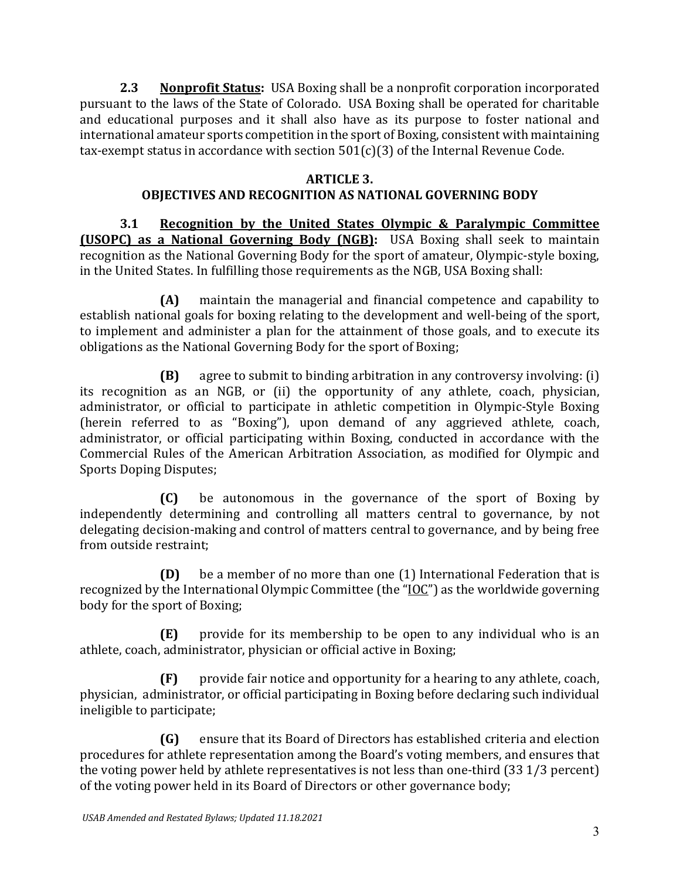**2.3 Nonprofit Status:** USA Boxing shall be a nonprofit corporation incorporated pursuant to the laws of the State of Colorado. USA Boxing shall be operated for charitable and educational purposes and it shall also have as its purpose to foster national and international amateur sports competition in the sport of Boxing, consistent with maintaining tax-exempt status in accordance with section 501(c)(3) of the Internal Revenue Code.

## ARTICLE 3.
## OBJECTIVES AND RECOGNITION AS NATIONAL GOVERNING BODY

**3.1 Recognition by the United States Olympic & Paralympic Committee (USOPC) as a National Governing Body (NGB):** USA Boxing shall seek to maintain recognition as the National Governing Body for the sport of amateur, Olympic-style boxing, in the United States. In fulfilling those requirements as the NGB, USA Boxing shall:

**(A)** maintain the managerial and financial competence and capability to establish national goals for boxing relating to the development and well-being of the sport, to implement and administer a plan for the attainment of those goals, and to execute its obligations as the National Governing Body for the sport of Boxing;

**(B)** agree to submit to binding arbitration in any controversy involving: (i) its recognition as an NGB, or (ii) the opportunity of any athlete, coach, physician, administrator, or official to participate in athletic competition in Olympic-Style Boxing (herein referred to as "Boxing"), upon demand of any aggrieved athlete, coach, administrator, or official participating within Boxing, conducted in accordance with the Commercial Rules of the American Arbitration Association, as modified for Olympic and Sports Doping Disputes;

**(C)** be autonomous in the governance of the sport of Boxing by independently determining and controlling all matters central to governance, by not delegating decision-making and control of matters central to governance, and by being free from outside restraint;

**(D)** be a member of no more than one (1) International Federation that is recognized by the International Olympic Committee (the "IOC") as the worldwide governing body for the sport of Boxing;

**(E)** provide for its membership to be open to any individual who is an athlete, coach, administrator, physician or official active in Boxing;

**(F)** provide fair notice and opportunity for a hearing to any athlete, coach, physician, administrator, or official participating in Boxing before declaring such individual ineligible to participate;

**(G)** ensure that its Board of Directors has established criteria and election procedures for athlete representation among the Board's voting members, and ensures that the voting power held by athlete representatives is not less than one-third (33 1/3 percent) of the voting power held in its Board of Directors or other governance body;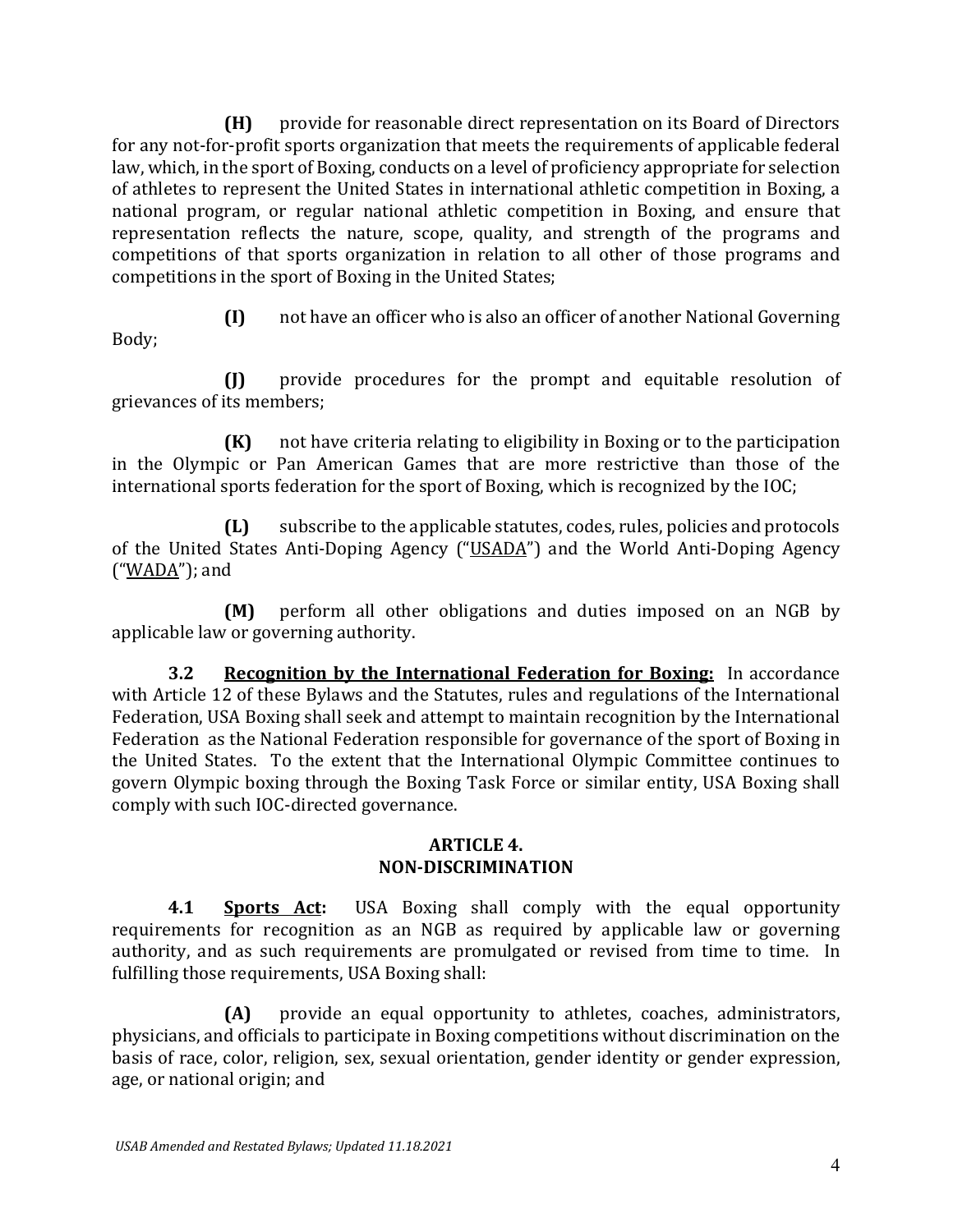**(H)** provide for reasonable direct representation on its Board of Directors for any not-for-profit sports organization that meets the requirements of applicable federal law, which, in the sport of Boxing, conducts on a level of proficiency appropriate for selection of athletes to represent the United States in international athletic competition in Boxing, a national program, or regular national athletic competition in Boxing, and ensure that representation reflects the nature, scope, quality, and strength of the programs and competitions of that sports organization in relation to all other of those programs and competitions in the sport of Boxing in the United States;

**(I)** not have an officer who is also an officer of another National Governing Body;

**(J)** provide procedures for the prompt and equitable resolution of grievances of its members;

**(K)** not have criteria relating to eligibility in Boxing or to the participation in the Olympic or Pan American Games that are more restrictive than those of the international sports federation for the sport of Boxing, which is recognized by the IOC;

**(L)** subscribe to the applicable statutes, codes, rules, policies and protocols of the United States Anti-Doping Agency ("USADA") and the World Anti-Doping Agency ("WADA"); and

**(M)** perform all other obligations and duties imposed on an NGB by applicable law or governing authority.

**3.2** **Recognition by the International Federation for Boxing:** In accordance with Article 12 of these Bylaws and the Statutes, rules and regulations of the International Federation, USA Boxing shall seek and attempt to maintain recognition by the International Federation as the National Federation responsible for governance of the sport of Boxing in the United States. To the extent that the International Olympic Committee continues to govern Olympic boxing through the Boxing Task Force or similar entity, USA Boxing shall comply with such IOC-directed governance.

## ARTICLE 4. NON-DISCRIMINATION

**4.1** **Sports Act:** USA Boxing shall comply with the equal opportunity requirements for recognition as an NGB as required by applicable law or governing authority, and as such requirements are promulgated or revised from time to time. In fulfilling those requirements, USA Boxing shall:

**(A)** provide an equal opportunity to athletes, coaches, administrators, physicians, and officials to participate in Boxing competitions without discrimination on the basis of race, color, religion, sex, sexual orientation, gender identity or gender expression, age, or national origin; and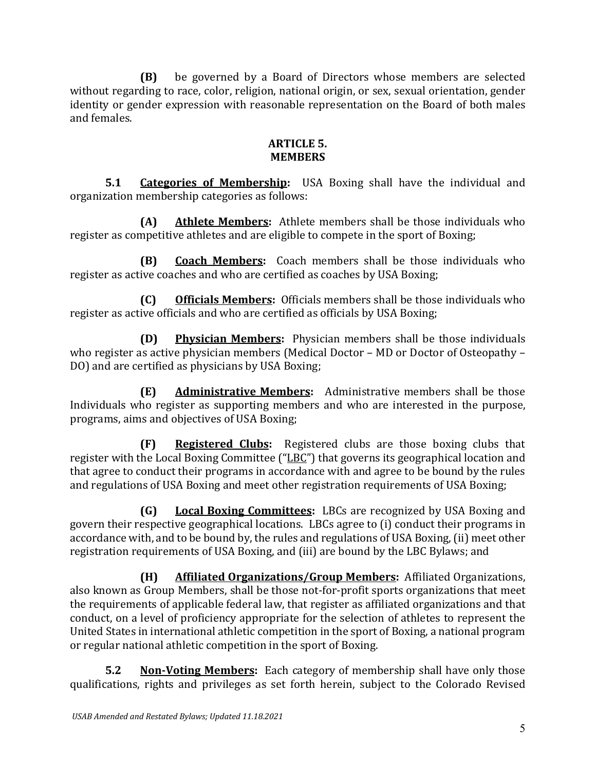**(B)** be governed by a Board of Directors whose members are selected without regarding to race, color, religion, national origin, or sex, sexual orientation, gender identity or gender expression with reasonable representation on the Board of both males and females.

## ARTICLE 5.
## MEMBERS

**5.1** **<u>Categories of Membership</u>:** USA Boxing shall have the individual and organization membership categories as follows:

**(A)** **<u>Athlete Members</u>:** Athlete members shall be those individuals who register as competitive athletes and are eligible to compete in the sport of Boxing;

**(B)** **<u>Coach Members</u>:** Coach members shall be those individuals who register as active coaches and who are certified as coaches by USA Boxing;

**(C)** **<u>Officials Members</u>:** Officials members shall be those individuals who register as active officials and who are certified as officials by USA Boxing;

**(D)** **<u>Physician Members</u>:** Physician members shall be those individuals who register as active physician members (Medical Doctor – MD or Doctor of Osteopathy – DO) and are certified as physicians by USA Boxing;

**(E)** **<u>Administrative Members</u>:** Administrative members shall be those Individuals who register as supporting members and who are interested in the purpose, programs, aims and objectives of USA Boxing;

**(F)** **<u>Registered Clubs</u>:** Registered clubs are those boxing clubs that register with the Local Boxing Committee ("<u>LBC</u>") that governs its geographical location and that agree to conduct their programs in accordance with and agree to be bound by the rules and regulations of USA Boxing and meet other registration requirements of USA Boxing;

**(G)** **<u>Local Boxing Committees</u>:** LBCs are recognized by USA Boxing and govern their respective geographical locations. LBCs agree to (i) conduct their programs in accordance with, and to be bound by, the rules and regulations of USA Boxing, (ii) meet other registration requirements of USA Boxing, and (iii) are bound by the LBC Bylaws; and

**(H)** **<u>Affiliated Organizations/Group Members</u>:** Affiliated Organizations, also known as Group Members, shall be those not-for-profit sports organizations that meet the requirements of applicable federal law, that register as affiliated organizations and that conduct, on a level of proficiency appropriate for the selection of athletes to represent the United States in international athletic competition in the sport of Boxing, a national program or regular national athletic competition in the sport of Boxing.

**5.2** **<u>Non-Voting Members</u>:** Each category of membership shall have only those qualifications, rights and privileges as set forth herein, subject to the Colorado Revised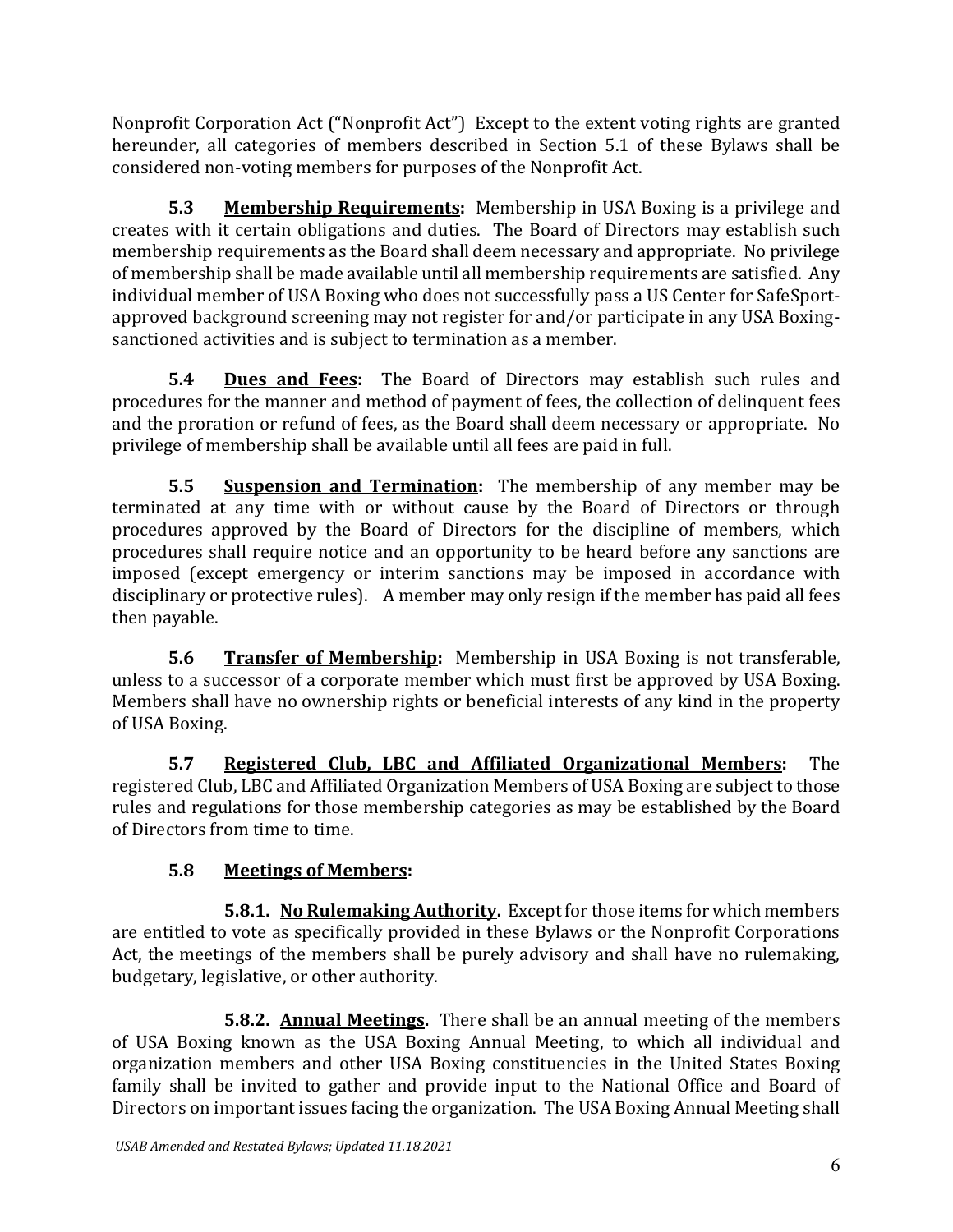Nonprofit Corporation Act ("Nonprofit Act") Except to the extent voting rights are granted hereunder, all categories of members described in Section 5.1 of these Bylaws shall be considered non-voting members for purposes of the Nonprofit Act.

**5.3 Membership Requirements:** Membership in USA Boxing is a privilege and creates with it certain obligations and duties. The Board of Directors may establish such membership requirements as the Board shall deem necessary and appropriate. No privilege of membership shall be made available until all membership requirements are satisfied. Any individual member of USA Boxing who does not successfully pass a US Center for SafeSport-approved background screening may not register for and/or participate in any USA Boxing-sanctioned activities and is subject to termination as a member.

**5.4 Dues and Fees:** The Board of Directors may establish such rules and procedures for the manner and method of payment of fees, the collection of delinquent fees and the proration or refund of fees, as the Board shall deem necessary or appropriate. No privilege of membership shall be available until all fees are paid in full.

**5.5 Suspension and Termination:** The membership of any member may be terminated at any time with or without cause by the Board of Directors or through procedures approved by the Board of Directors for the discipline of members, which procedures shall require notice and an opportunity to be heard before any sanctions are imposed (except emergency or interim sanctions may be imposed in accordance with disciplinary or protective rules). A member may only resign if the member has paid all fees then payable.

**5.6 Transfer of Membership:** Membership in USA Boxing is not transferable, unless to a successor of a corporate member which must first be approved by USA Boxing. Members shall have no ownership rights or beneficial interests of any kind in the property of USA Boxing.

**5.7 Registered Club, LBC and Affiliated Organizational Members:** The registered Club, LBC and Affiliated Organization Members of USA Boxing are subject to those rules and regulations for those membership categories as may be established by the Board of Directors from time to time.

**5.8 Meetings of Members:**

**5.8.1. No Rulemaking Authority.** Except for those items for which members are entitled to vote as specifically provided in these Bylaws or the Nonprofit Corporations Act, the meetings of the members shall be purely advisory and shall have no rulemaking, budgetary, legislative, or other authority.

**5.8.2. Annual Meetings.** There shall be an annual meeting of the members of USA Boxing known as the USA Boxing Annual Meeting, to which all individual and organization members and other USA Boxing constituencies in the United States Boxing family shall be invited to gather and provide input to the National Office and Board of Directors on important issues facing the organization. The USA Boxing Annual Meeting shall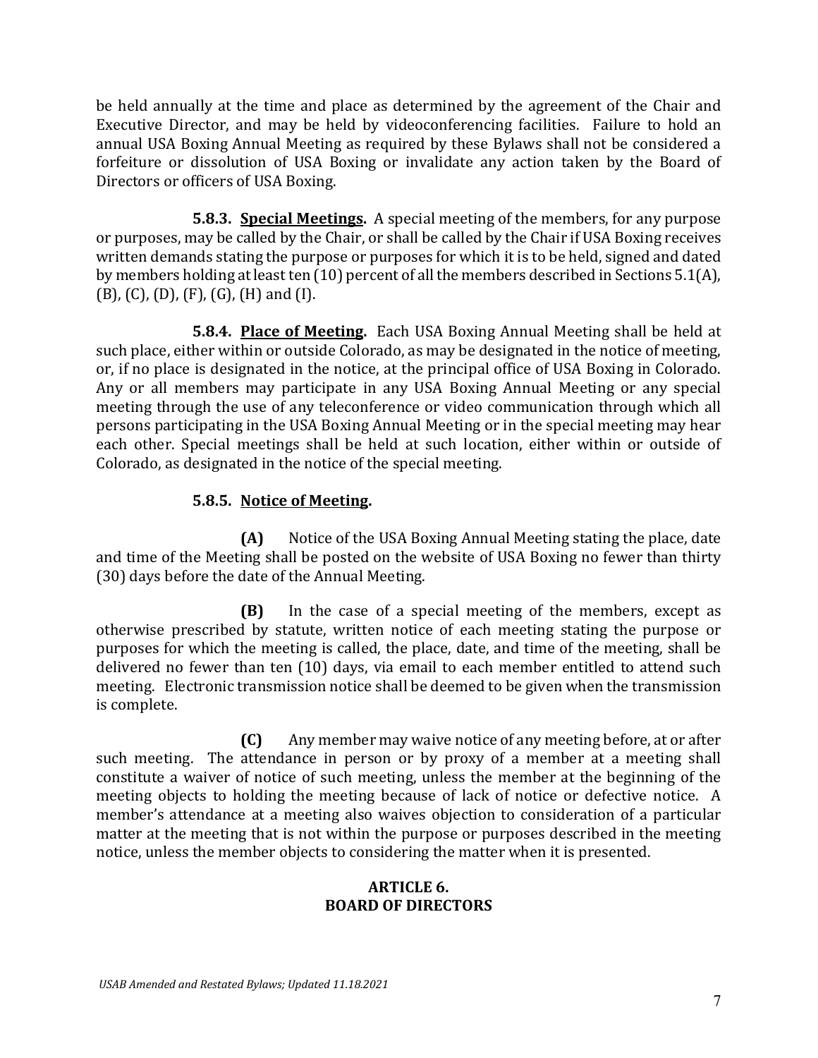be held annually at the time and place as determined by the agreement of the Chair and Executive Director, and may be held by videoconferencing facilities. Failure to hold an annual USA Boxing Annual Meeting as required by these Bylaws shall not be considered a forfeiture or dissolution of USA Boxing or invalidate any action taken by the Board of Directors or officers of USA Boxing.

**5.8.3. <u>Special Meetings</u>.** A special meeting of the members, for any purpose or purposes, may be called by the Chair, or shall be called by the Chair if USA Boxing receives written demands stating the purpose or purposes for which it is to be held, signed and dated by members holding at least ten (10) percent of all the members described in Sections 5.1(A), (B), (C), (D), (F), (G), (H) and (I).

**5.8.4. <u>Place of Meeting</u>.** Each USA Boxing Annual Meeting shall be held at such place, either within or outside Colorado, as may be designated in the notice of meeting, or, if no place is designated in the notice, at the principal office of USA Boxing in Colorado. Any or all members may participate in any USA Boxing Annual Meeting or any special meeting through the use of any teleconference or video communication through which all persons participating in the USA Boxing Annual Meeting or in the special meeting may hear each other. Special meetings shall be held at such location, either within or outside of Colorado, as designated in the notice of the special meeting.

**5.8.5. <u>Notice of Meeting</u>.**

**(A)** Notice of the USA Boxing Annual Meeting stating the place, date and time of the Meeting shall be posted on the website of USA Boxing no fewer than thirty (30) days before the date of the Annual Meeting.

**(B)** In the case of a special meeting of the members, except as otherwise prescribed by statute, written notice of each meeting stating the purpose or purposes for which the meeting is called, the place, date, and time of the meeting, shall be delivered no fewer than ten (10) days, via email to each member entitled to attend such meeting. Electronic transmission notice shall be deemed to be given when the transmission is complete.

**(C)** Any member may waive notice of any meeting before, at or after such meeting. The attendance in person or by proxy of a member at a meeting shall constitute a waiver of notice of such meeting, unless the member at the beginning of the meeting objects to holding the meeting because of lack of notice or defective notice. A member's attendance at a meeting also waives objection to consideration of a particular matter at the meeting that is not within the purpose or purposes described in the meeting notice, unless the member objects to considering the matter when it is presented.

## ARTICLE 6.
## BOARD OF DIRECTORS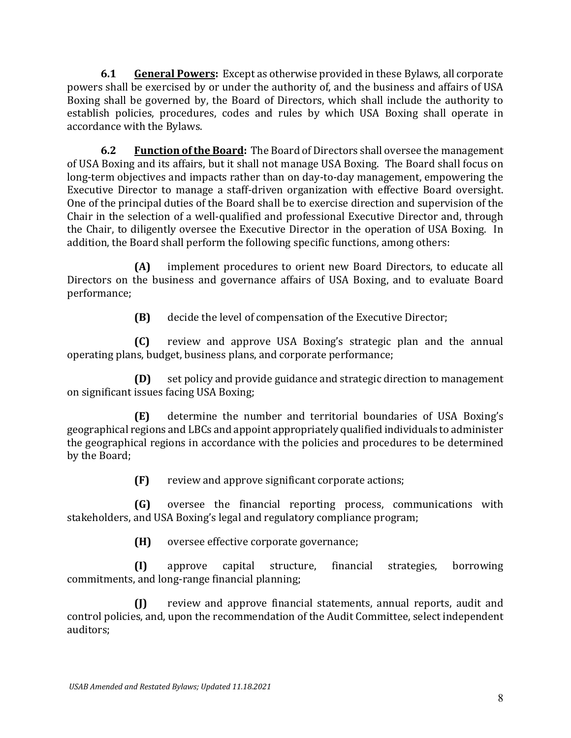**6.1 General Powers:** Except as otherwise provided in these Bylaws, all corporate powers shall be exercised by or under the authority of, and the business and affairs of USA Boxing shall be governed by, the Board of Directors, which shall include the authority to establish policies, procedures, codes and rules by which USA Boxing shall operate in accordance with the Bylaws.

**6.2 Function of the Board:** The Board of Directors shall oversee the management of USA Boxing and its affairs, but it shall not manage USA Boxing. The Board shall focus on long-term objectives and impacts rather than on day-to-day management, empowering the Executive Director to manage a staff-driven organization with effective Board oversight. One of the principal duties of the Board shall be to exercise direction and supervision of the Chair in the selection of a well-qualified and professional Executive Director and, through the Chair, to diligently oversee the Executive Director in the operation of USA Boxing. In addition, the Board shall perform the following specific functions, among others:

**(A)** implement procedures to orient new Board Directors, to educate all Directors on the business and governance affairs of USA Boxing, and to evaluate Board performance;

**(B)** decide the level of compensation of the Executive Director;

**(C)** review and approve USA Boxing's strategic plan and the annual operating plans, budget, business plans, and corporate performance;

**(D)** set policy and provide guidance and strategic direction to management on significant issues facing USA Boxing;

**(E)** determine the number and territorial boundaries of USA Boxing's geographical regions and LBCs and appoint appropriately qualified individuals to administer the geographical regions in accordance with the policies and procedures to be determined by the Board;

**(F)** review and approve significant corporate actions;

**(G)** oversee the financial reporting process, communications with stakeholders, and USA Boxing's legal and regulatory compliance program;

**(H)** oversee effective corporate governance;

**(I)** approve capital structure, financial strategies, borrowing commitments, and long-range financial planning;

**(J)** review and approve financial statements, annual reports, audit and control policies, and, upon the recommendation of the Audit Committee, select independent auditors;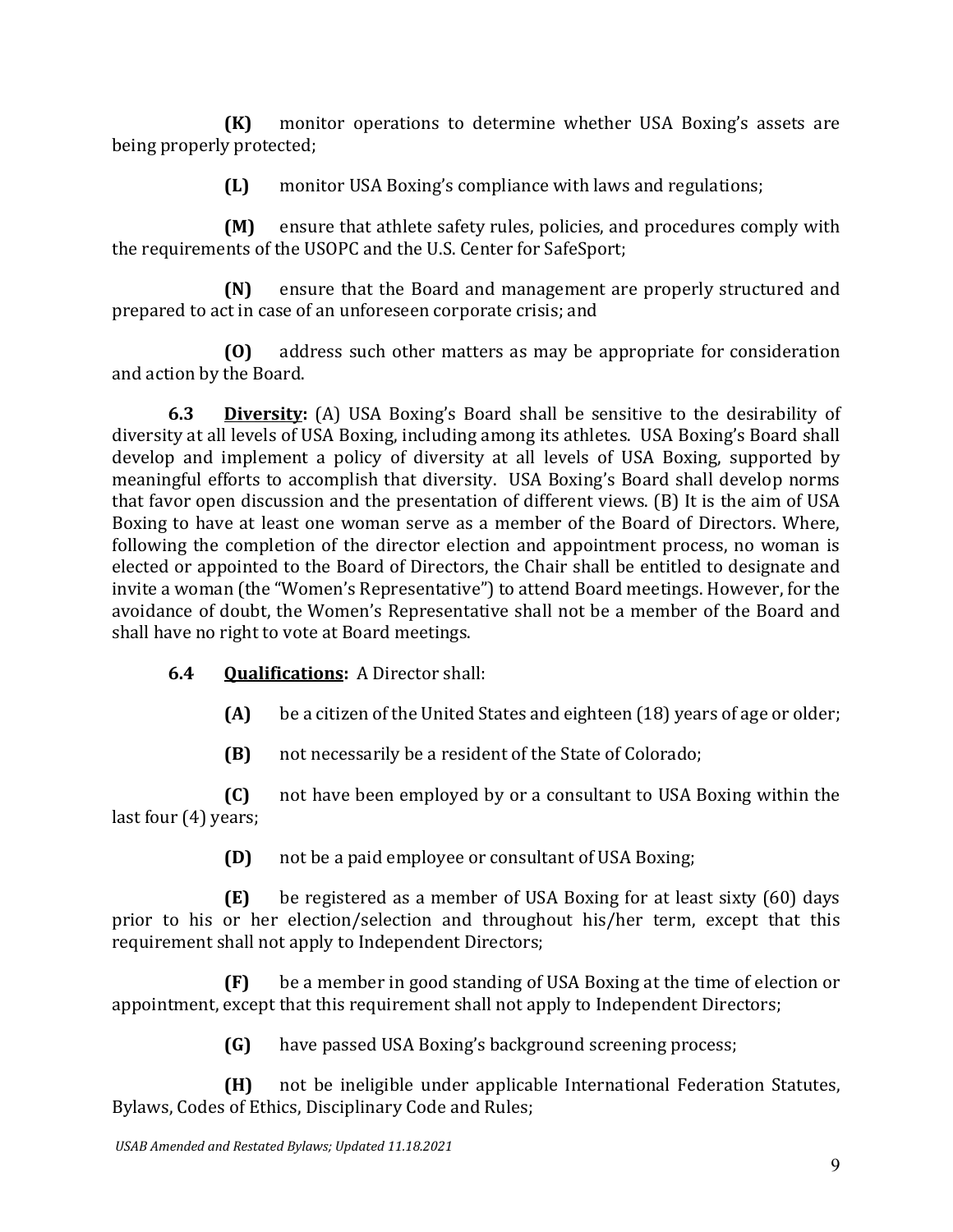**(K)** monitor operations to determine whether USA Boxing's assets are being properly protected;

**(L)** monitor USA Boxing's compliance with laws and regulations;

**(M)** ensure that athlete safety rules, policies, and procedures comply with the requirements of the USOPC and the U.S. Center for SafeSport;

**(N)** ensure that the Board and management are properly structured and prepared to act in case of an unforeseen corporate crisis; and

**(O)** address such other matters as may be appropriate for consideration and action by the Board.

**6.3** **<u>Diversity</u>:** (A) USA Boxing's Board shall be sensitive to the desirability of diversity at all levels of USA Boxing, including among its athletes. USA Boxing's Board shall develop and implement a policy of diversity at all levels of USA Boxing, supported by meaningful efforts to accomplish that diversity. USA Boxing's Board shall develop norms that favor open discussion and the presentation of different views. (B) It is the aim of USA Boxing to have at least one woman serve as a member of the Board of Directors. Where, following the completion of the director election and appointment process, no woman is elected or appointed to the Board of Directors, the Chair shall be entitled to designate and invite a woman (the "Women's Representative") to attend Board meetings. However, for the avoidance of doubt, the Women's Representative shall not be a member of the Board and shall have no right to vote at Board meetings.

**6.4** **<u>Qualifications</u>:** A Director shall:

**(A)** be a citizen of the United States and eighteen (18) years of age or older;

**(B)** not necessarily be a resident of the State of Colorado;

**(C)** not have been employed by or a consultant to USA Boxing within the last four (4) years;

**(D)** not be a paid employee or consultant of USA Boxing;

**(E)** be registered as a member of USA Boxing for at least sixty (60) days prior to his or her election/selection and throughout his/her term, except that this requirement shall not apply to Independent Directors;

**(F)** be a member in good standing of USA Boxing at the time of election or appointment, except that this requirement shall not apply to Independent Directors;

**(G)** have passed USA Boxing's background screening process;

**(H)** not be ineligible under applicable International Federation Statutes, Bylaws, Codes of Ethics, Disciplinary Code and Rules;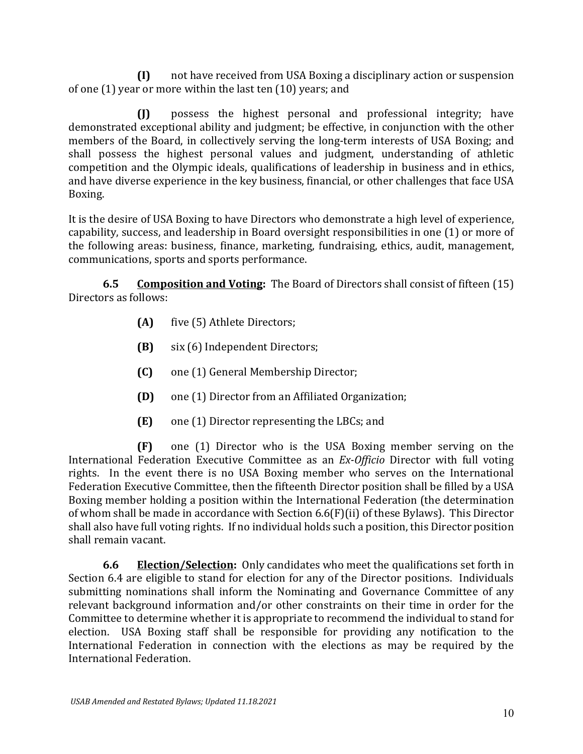**(I)** not have received from USA Boxing a disciplinary action or suspension of one (1) year or more within the last ten (10) years; and

**(J)** possess the highest personal and professional integrity; have demonstrated exceptional ability and judgment; be effective, in conjunction with the other members of the Board, in collectively serving the long-term interests of USA Boxing; and shall possess the highest personal values and judgment, understanding of athletic competition and the Olympic ideals, qualifications of leadership in business and in ethics, and have diverse experience in the key business, financial, or other challenges that face USA Boxing.

It is the desire of USA Boxing to have Directors who demonstrate a high level of experience, capability, success, and leadership in Board oversight responsibilities in one (1) or more of the following areas: business, finance, marketing, fundraising, ethics, audit, management, communications, sports and sports performance.

**6.5** **<u>Composition and Voting:</u>** The Board of Directors shall consist of fifteen (15) Directors as follows:

**(A)** five (5) Athlete Directors;

**(B)** six (6) Independent Directors;

**(C)** one (1) General Membership Director;

**(D)** one (1) Director from an Affiliated Organization;

**(E)** one (1) Director representing the LBCs; and

**(F)** one (1) Director who is the USA Boxing member serving on the International Federation Executive Committee as an *Ex-Officio* Director with full voting rights. In the event there is no USA Boxing member who serves on the International Federation Executive Committee, then the fifteenth Director position shall be filled by a USA Boxing member holding a position within the International Federation (the determination of whom shall be made in accordance with Section 6.6(F)(ii) of these Bylaws). This Director shall also have full voting rights. If no individual holds such a position, this Director position shall remain vacant.

**6.6** **<u>Election/Selection:</u>** Only candidates who meet the qualifications set forth in Section 6.4 are eligible to stand for election for any of the Director positions. Individuals submitting nominations shall inform the Nominating and Governance Committee of any relevant background information and/or other constraints on their time in order for the Committee to determine whether it is appropriate to recommend the individual to stand for election. USA Boxing staff shall be responsible for providing any notification to the International Federation in connection with the elections as may be required by the International Federation.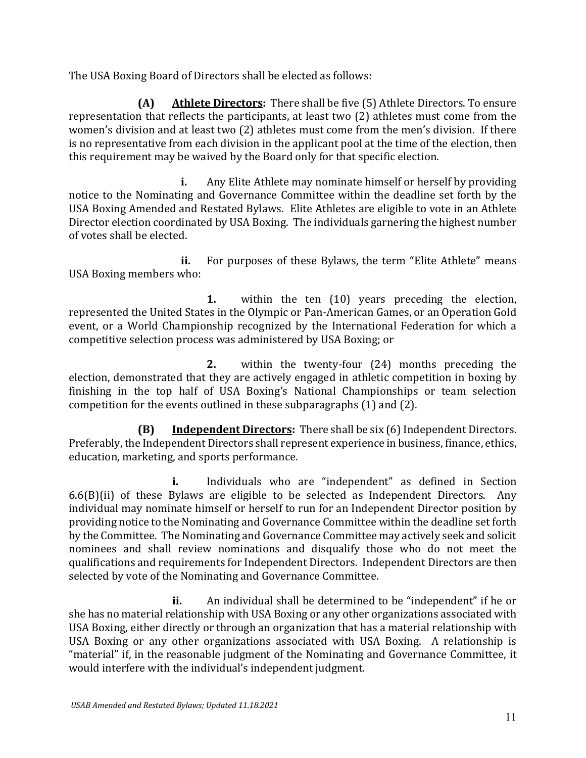The USA Boxing Board of Directors shall be elected as follows:

**(A)** **Athlete Directors:** There shall be five (5) Athlete Directors. To ensure representation that reflects the participants, at least two (2) athletes must come from the women's division and at least two (2) athletes must come from the men's division. If there is no representative from each division in the applicant pool at the time of the election, then this requirement may be waived by the Board only for that specific election.

**i.** Any Elite Athlete may nominate himself or herself by providing notice to the Nominating and Governance Committee within the deadline set forth by the USA Boxing Amended and Restated Bylaws. Elite Athletes are eligible to vote in an Athlete Director election coordinated by USA Boxing. The individuals garnering the highest number of votes shall be elected.

**ii.** For purposes of these Bylaws, the term "Elite Athlete" means USA Boxing members who:

**1.** within the ten (10) years preceding the election, represented the United States in the Olympic or Pan-American Games, or an Operation Gold event, or a World Championship recognized by the International Federation for which a competitive selection process was administered by USA Boxing; or

**2.** within the twenty-four (24) months preceding the election, demonstrated that they are actively engaged in athletic competition in boxing by finishing in the top half of USA Boxing's National Championships or team selection competition for the events outlined in these subparagraphs (1) and (2).

**(B)** **Independent Directors:** There shall be six (6) Independent Directors. Preferably, the Independent Directors shall represent experience in business, finance, ethics, education, marketing, and sports performance.

**i.** Individuals who are "independent" as defined in Section 6.6(B)(ii) of these Bylaws are eligible to be selected as Independent Directors. Any individual may nominate himself or herself to run for an Independent Director position by providing notice to the Nominating and Governance Committee within the deadline set forth by the Committee. The Nominating and Governance Committee may actively seek and solicit nominees and shall review nominations and disqualify those who do not meet the qualifications and requirements for Independent Directors. Independent Directors are then selected by vote of the Nominating and Governance Committee.

**ii.** An individual shall be determined to be "independent" if he or she has no material relationship with USA Boxing or any other organizations associated with USA Boxing, either directly or through an organization that has a material relationship with USA Boxing or any other organizations associated with USA Boxing. A relationship is "material" if, in the reasonable judgment of the Nominating and Governance Committee, it would interfere with the individual's independent judgment.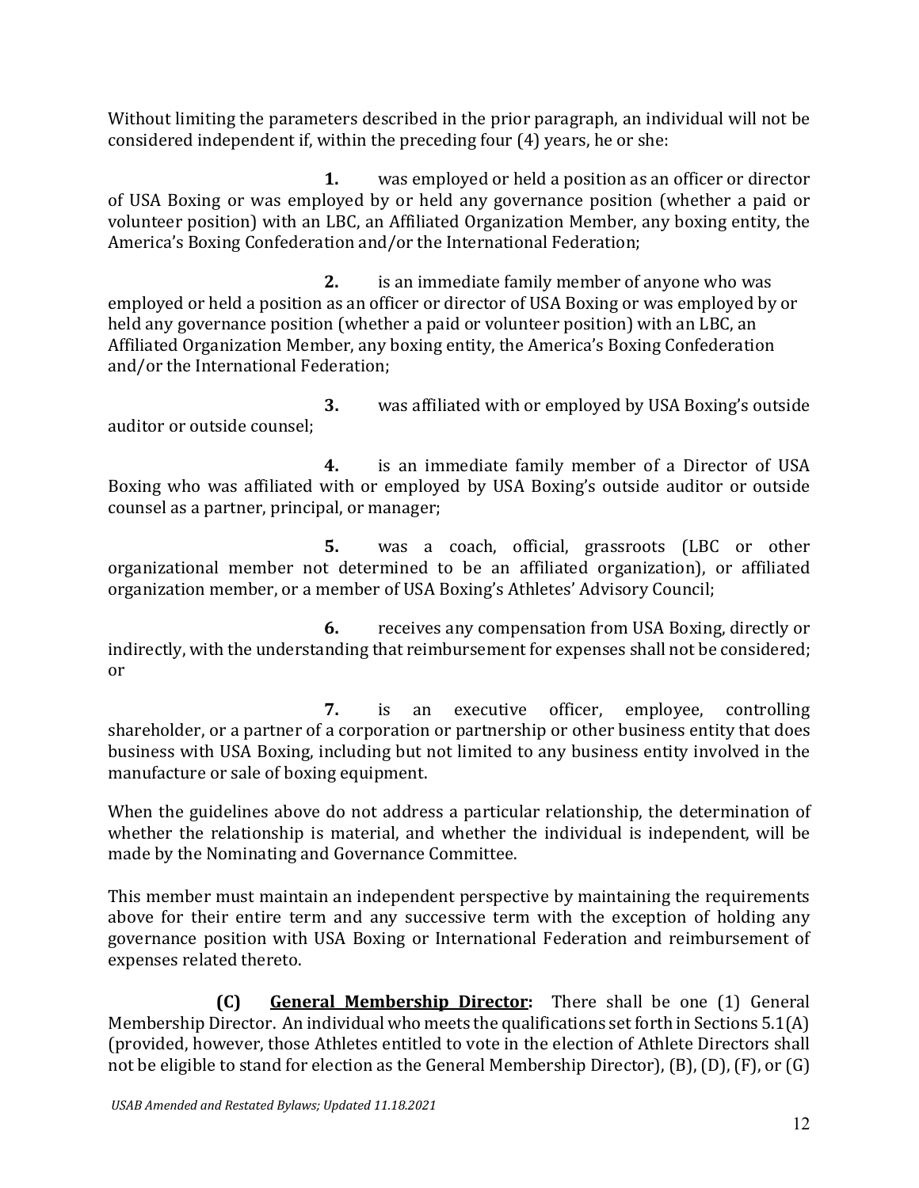Without limiting the parameters described in the prior paragraph, an individual will not be considered independent if, within the preceding four (4) years, he or she:

**1.** was employed or held a position as an officer or director of USA Boxing or was employed by or held any governance position (whether a paid or volunteer position) with an LBC, an Affiliated Organization Member, any boxing entity, the America's Boxing Confederation and/or the International Federation;

**2.** is an immediate family member of anyone who was employed or held a position as an officer or director of USA Boxing or was employed by or held any governance position (whether a paid or volunteer position) with an LBC, an Affiliated Organization Member, any boxing entity, the America's Boxing Confederation and/or the International Federation;

**3.** was affiliated with or employed by USA Boxing's outside auditor or outside counsel;

**4.** is an immediate family member of a Director of USA Boxing who was affiliated with or employed by USA Boxing's outside auditor or outside counsel as a partner, principal, or manager;

**5.** was a coach, official, grassroots (LBC or other organizational member not determined to be an affiliated organization), or affiliated organization member, or a member of USA Boxing's Athletes' Advisory Council;

**6.** receives any compensation from USA Boxing, directly or indirectly, with the understanding that reimbursement for expenses shall not be considered; or

**7.** is an executive officer, employee, controlling shareholder, or a partner of a corporation or partnership or other business entity that does business with USA Boxing, including but not limited to any business entity involved in the manufacture or sale of boxing equipment.

When the guidelines above do not address a particular relationship, the determination of whether the relationship is material, and whether the individual is independent, will be made by the Nominating and Governance Committee.

This member must maintain an independent perspective by maintaining the requirements above for their entire term and any successive term with the exception of holding any governance position with USA Boxing or International Federation and reimbursement of expenses related thereto.

**(C) General Membership Director:** There shall be one (1) General Membership Director. An individual who meets the qualifications set forth in Sections 5.1(A) (provided, however, those Athletes entitled to vote in the election of Athlete Directors shall not be eligible to stand for election as the General Membership Director), (B), (D), (F), or (G)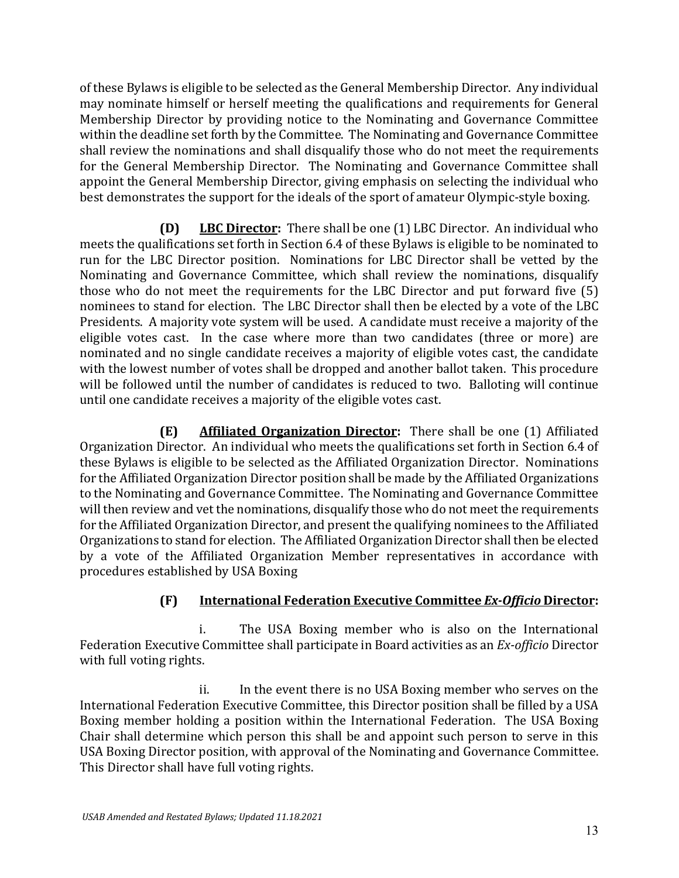of these Bylaws is eligible to be selected as the General Membership Director. Any individual may nominate himself or herself meeting the qualifications and requirements for General Membership Director by providing notice to the Nominating and Governance Committee within the deadline set forth by the Committee. The Nominating and Governance Committee shall review the nominations and shall disqualify those who do not meet the requirements for the General Membership Director. The Nominating and Governance Committee shall appoint the General Membership Director, giving emphasis on selecting the individual who best demonstrates the support for the ideals of the sport of amateur Olympic-style boxing.

**(D)** **LBC Director:** There shall be one (1) LBC Director. An individual who meets the qualifications set forth in Section 6.4 of these Bylaws is eligible to be nominated to run for the LBC Director position. Nominations for LBC Director shall be vetted by the Nominating and Governance Committee, which shall review the nominations, disqualify those who do not meet the requirements for the LBC Director and put forward five (5) nominees to stand for election. The LBC Director shall then be elected by a vote of the LBC Presidents. A majority vote system will be used. A candidate must receive a majority of the eligible votes cast. In the case where more than two candidates (three or more) are nominated and no single candidate receives a majority of eligible votes cast, the candidate with the lowest number of votes shall be dropped and another ballot taken. This procedure will be followed until the number of candidates is reduced to two. Balloting will continue until one candidate receives a majority of the eligible votes cast.

**(E)** **Affiliated Organization Director:** There shall be one (1) Affiliated Organization Director. An individual who meets the qualifications set forth in Section 6.4 of these Bylaws is eligible to be selected as the Affiliated Organization Director. Nominations for the Affiliated Organization Director position shall be made by the Affiliated Organizations to the Nominating and Governance Committee. The Nominating and Governance Committee will then review and vet the nominations, disqualify those who do not meet the requirements for the Affiliated Organization Director, and present the qualifying nominees to the Affiliated Organizations to stand for election. The Affiliated Organization Director shall then be elected by a vote of the Affiliated Organization Member representatives in accordance with procedures established by USA Boxing

**(F)** **International Federation Executive Committee *Ex-Officio* Director:**

i. The USA Boxing member who is also on the International Federation Executive Committee shall participate in Board activities as an *Ex-officio* Director with full voting rights.

ii. In the event there is no USA Boxing member who serves on the International Federation Executive Committee, this Director position shall be filled by a USA Boxing member holding a position within the International Federation. The USA Boxing Chair shall determine which person this shall be and appoint such person to serve in this USA Boxing Director position, with approval of the Nominating and Governance Committee. This Director shall have full voting rights.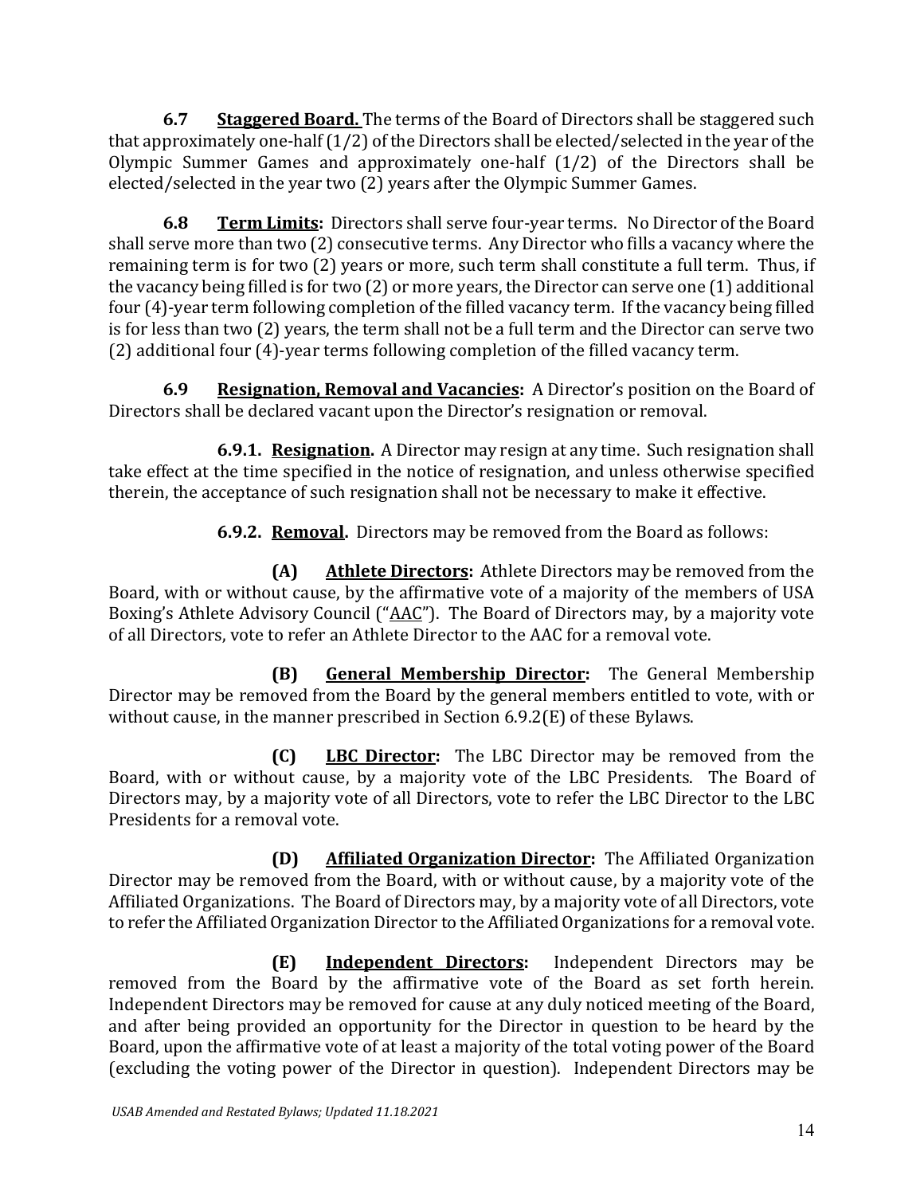**6.7 Staggered Board.** The terms of the Board of Directors shall be staggered such that approximately one-half (1/2) of the Directors shall be elected/selected in the year of the Olympic Summer Games and approximately one-half (1/2) of the Directors shall be elected/selected in the year two (2) years after the Olympic Summer Games.

**6.8 Term Limits:** Directors shall serve four-year terms. No Director of the Board shall serve more than two (2) consecutive terms. Any Director who fills a vacancy where the remaining term is for two (2) years or more, such term shall constitute a full term. Thus, if the vacancy being filled is for two (2) or more years, the Director can serve one (1) additional four (4)-year term following completion of the filled vacancy term. If the vacancy being filled is for less than two (2) years, the term shall not be a full term and the Director can serve two (2) additional four (4)-year terms following completion of the filled vacancy term.

**6.9 Resignation, Removal and Vacancies:** A Director's position on the Board of Directors shall be declared vacant upon the Director's resignation or removal.

**6.9.1. Resignation.** A Director may resign at any time. Such resignation shall take effect at the time specified in the notice of resignation, and unless otherwise specified therein, the acceptance of such resignation shall not be necessary to make it effective.

**6.9.2. Removal.** Directors may be removed from the Board as follows:

**(A) Athlete Directors:** Athlete Directors may be removed from the Board, with or without cause, by the affirmative vote of a majority of the members of USA Boxing's Athlete Advisory Council ("AAC"). The Board of Directors may, by a majority vote of all Directors, vote to refer an Athlete Director to the AAC for a removal vote.

**(B) General Membership Director:** The General Membership Director may be removed from the Board by the general members entitled to vote, with or without cause, in the manner prescribed in Section 6.9.2(E) of these Bylaws.

**(C) LBC Director:** The LBC Director may be removed from the Board, with or without cause, by a majority vote of the LBC Presidents. The Board of Directors may, by a majority vote of all Directors, vote to refer the LBC Director to the LBC Presidents for a removal vote.

**(D) Affiliated Organization Director:** The Affiliated Organization Director may be removed from the Board, with or without cause, by a majority vote of the Affiliated Organizations. The Board of Directors may, by a majority vote of all Directors, vote to refer the Affiliated Organization Director to the Affiliated Organizations for a removal vote.

**(E) Independent Directors:** Independent Directors may be removed from the Board by the affirmative vote of the Board as set forth herein. Independent Directors may be removed for cause at any duly noticed meeting of the Board, and after being provided an opportunity for the Director in question to be heard by the Board, upon the affirmative vote of at least a majority of the total voting power of the Board (excluding the voting power of the Director in question). Independent Directors may be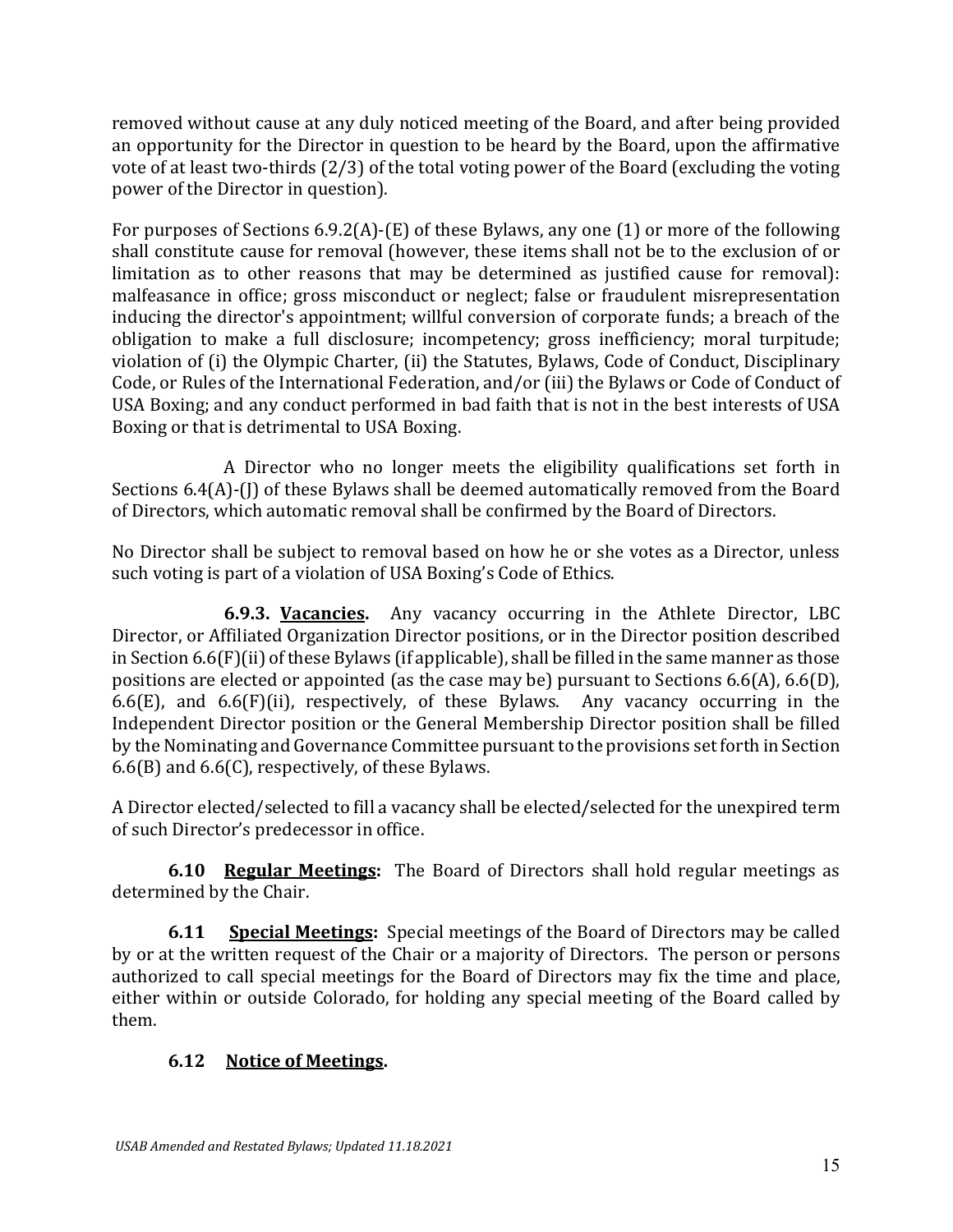removed without cause at any duly noticed meeting of the Board, and after being provided an opportunity for the Director in question to be heard by the Board, upon the affirmative vote of at least two-thirds (2/3) of the total voting power of the Board (excluding the voting power of the Director in question).

For purposes of Sections 6.9.2(A)-(E) of these Bylaws, any one (1) or more of the following shall constitute cause for removal (however, these items shall not be to the exclusion of or limitation as to other reasons that may be determined as justified cause for removal): malfeasance in office; gross misconduct or neglect; false or fraudulent misrepresentation inducing the director's appointment; willful conversion of corporate funds; a breach of the obligation to make a full disclosure; incompetency; gross inefficiency; moral turpitude; violation of (i) the Olympic Charter, (ii) the Statutes, Bylaws, Code of Conduct, Disciplinary Code, or Rules of the International Federation, and/or (iii) the Bylaws or Code of Conduct of USA Boxing; and any conduct performed in bad faith that is not in the best interests of USA Boxing or that is detrimental to USA Boxing.

A Director who no longer meets the eligibility qualifications set forth in Sections 6.4(A)-(J) of these Bylaws shall be deemed automatically removed from the Board of Directors, which automatic removal shall be confirmed by the Board of Directors.

No Director shall be subject to removal based on how he or she votes as a Director, unless such voting is part of a violation of USA Boxing's Code of Ethics.

**6.9.3. Vacancies.** Any vacancy occurring in the Athlete Director, LBC Director, or Affiliated Organization Director positions, or in the Director position described in Section 6.6(F)(ii) of these Bylaws (if applicable), shall be filled in the same manner as those positions are elected or appointed (as the case may be) pursuant to Sections 6.6(A), 6.6(D), 6.6(E), and 6.6(F)(ii), respectively, of these Bylaws. Any vacancy occurring in the Independent Director position or the General Membership Director position shall be filled by the Nominating and Governance Committee pursuant to the provisions set forth in Section 6.6(B) and 6.6(C), respectively, of these Bylaws.

A Director elected/selected to fill a vacancy shall be elected/selected for the unexpired term of such Director's predecessor in office.

**6.10 Regular Meetings:** The Board of Directors shall hold regular meetings as determined by the Chair.

**6.11 Special Meetings:** Special meetings of the Board of Directors may be called by or at the written request of the Chair or a majority of Directors. The person or persons authorized to call special meetings for the Board of Directors may fix the time and place, either within or outside Colorado, for holding any special meeting of the Board called by them.

**6.12 Notice of Meetings.**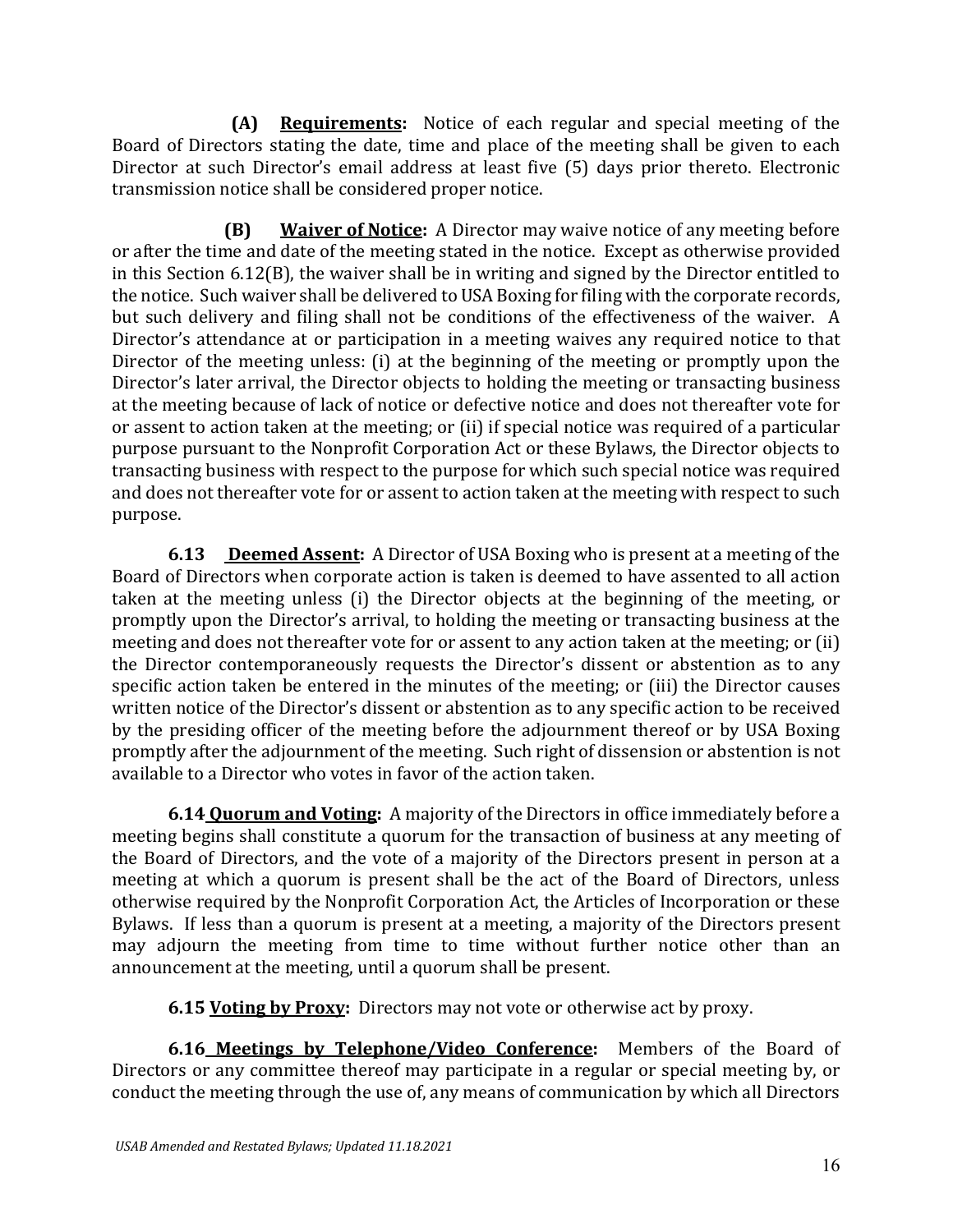**(A) <u>Requirements</u>:** Notice of each regular and special meeting of the Board of Directors stating the date, time and place of the meeting shall be given to each Director at such Director's email address at least five (5) days prior thereto. Electronic transmission notice shall be considered proper notice.

**(B) <u>Waiver of Notice</u>:** A Director may waive notice of any meeting before or after the time and date of the meeting stated in the notice. Except as otherwise provided in this Section 6.12(B), the waiver shall be in writing and signed by the Director entitled to the notice. Such waiver shall be delivered to USA Boxing for filing with the corporate records, but such delivery and filing shall not be conditions of the effectiveness of the waiver. A Director's attendance at or participation in a meeting waives any required notice to that Director of the meeting unless: (i) at the beginning of the meeting or promptly upon the Director's later arrival, the Director objects to holding the meeting or transacting business at the meeting because of lack of notice or defective notice and does not thereafter vote for or assent to action taken at the meeting; or (ii) if special notice was required of a particular purpose pursuant to the Nonprofit Corporation Act or these Bylaws, the Director objects to transacting business with respect to the purpose for which such special notice was required and does not thereafter vote for or assent to action taken at the meeting with respect to such purpose.

**6.13 <u>Deemed Assent</u>:** A Director of USA Boxing who is present at a meeting of the Board of Directors when corporate action is taken is deemed to have assented to all action taken at the meeting unless (i) the Director objects at the beginning of the meeting, or promptly upon the Director's arrival, to holding the meeting or transacting business at the meeting and does not thereafter vote for or assent to any action taken at the meeting; or (ii) the Director contemporaneously requests the Director's dissent or abstention as to any specific action taken be entered in the minutes of the meeting; or (iii) the Director causes written notice of the Director's dissent or abstention as to any specific action to be received by the presiding officer of the meeting before the adjournment thereof or by USA Boxing promptly after the adjournment of the meeting. Such right of dissension or abstention is not available to a Director who votes in favor of the action taken.

**6.14 <u>Quorum and Voting</u>:** A majority of the Directors in office immediately before a meeting begins shall constitute a quorum for the transaction of business at any meeting of the Board of Directors, and the vote of a majority of the Directors present in person at a meeting at which a quorum is present shall be the act of the Board of Directors, unless otherwise required by the Nonprofit Corporation Act, the Articles of Incorporation or these Bylaws. If less than a quorum is present at a meeting, a majority of the Directors present may adjourn the meeting from time to time without further notice other than an announcement at the meeting, until a quorum shall be present.

**6.15 <u>Voting by Proxy</u>:** Directors may not vote or otherwise act by proxy.

**6.16 <u>Meetings by Telephone/Video Conference</u>:** Members of the Board of Directors or any committee thereof may participate in a regular or special meeting by, or conduct the meeting through the use of, any means of communication by which all Directors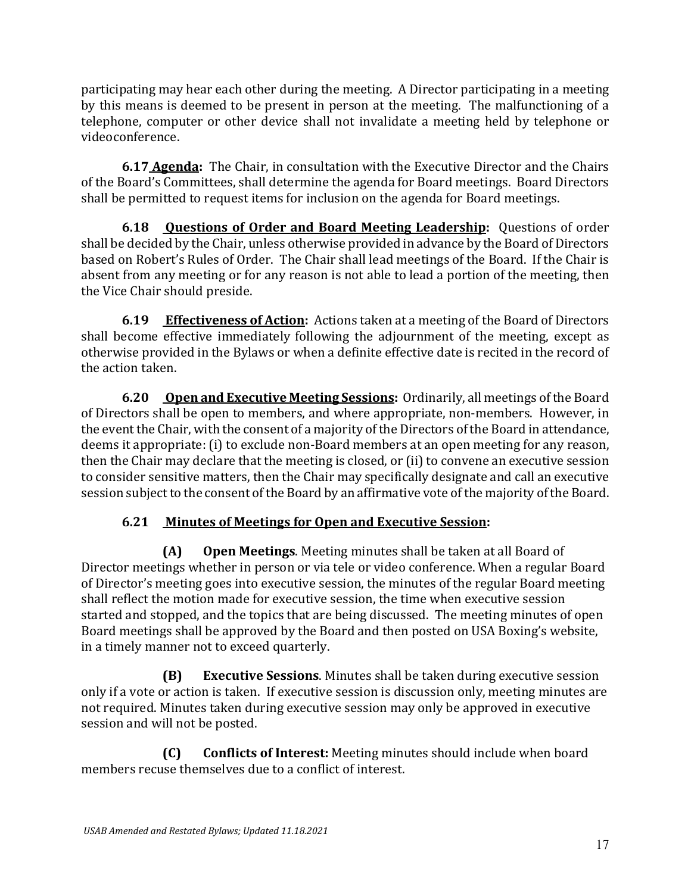participating may hear each other during the meeting. A Director participating in a meeting by this means is deemed to be present in person at the meeting. The malfunctioning of a telephone, computer or other device shall not invalidate a meeting held by telephone or videoconference.

**6.17 <u>Agenda</u>:** The Chair, in consultation with the Executive Director and the Chairs of the Board's Committees, shall determine the agenda for Board meetings. Board Directors shall be permitted to request items for inclusion on the agenda for Board meetings.

**6.18 <u>Questions of Order and Board Meeting Leadership</u>:** Questions of order shall be decided by the Chair, unless otherwise provided in advance by the Board of Directors based on Robert's Rules of Order. The Chair shall lead meetings of the Board. If the Chair is absent from any meeting or for any reason is not able to lead a portion of the meeting, then the Vice Chair should preside.

**6.19 <u>Effectiveness of Action</u>:** Actions taken at a meeting of the Board of Directors shall become effective immediately following the adjournment of the meeting, except as otherwise provided in the Bylaws or when a definite effective date is recited in the record of the action taken.

**6.20 <u>Open and Executive Meeting Sessions</u>:** Ordinarily, all meetings of the Board of Directors shall be open to members, and where appropriate, non-members. However, in the event the Chair, with the consent of a majority of the Directors of the Board in attendance, deems it appropriate: (i) to exclude non-Board members at an open meeting for any reason, then the Chair may declare that the meeting is closed, or (ii) to convene an executive session to consider sensitive matters, then the Chair may specifically designate and call an executive session subject to the consent of the Board by an affirmative vote of the majority of the Board.

**6.21 <u>Minutes of Meetings for Open and Executive Session</u>:**

**(A) Open Meetings**. Meeting minutes shall be taken at all Board of Director meetings whether in person or via tele or video conference. When a regular Board of Director's meeting goes into executive session, the minutes of the regular Board meeting shall reflect the motion made for executive session, the time when executive session started and stopped, and the topics that are being discussed. The meeting minutes of open Board meetings shall be approved by the Board and then posted on USA Boxing's website, in a timely manner not to exceed quarterly.

**(B) Executive Sessions**. Minutes shall be taken during executive session only if a vote or action is taken. If executive session is discussion only, meeting minutes are not required. Minutes taken during executive session may only be approved in executive session and will not be posted.

**(C) Conflicts of Interest:** Meeting minutes should include when board members recuse themselves due to a conflict of interest.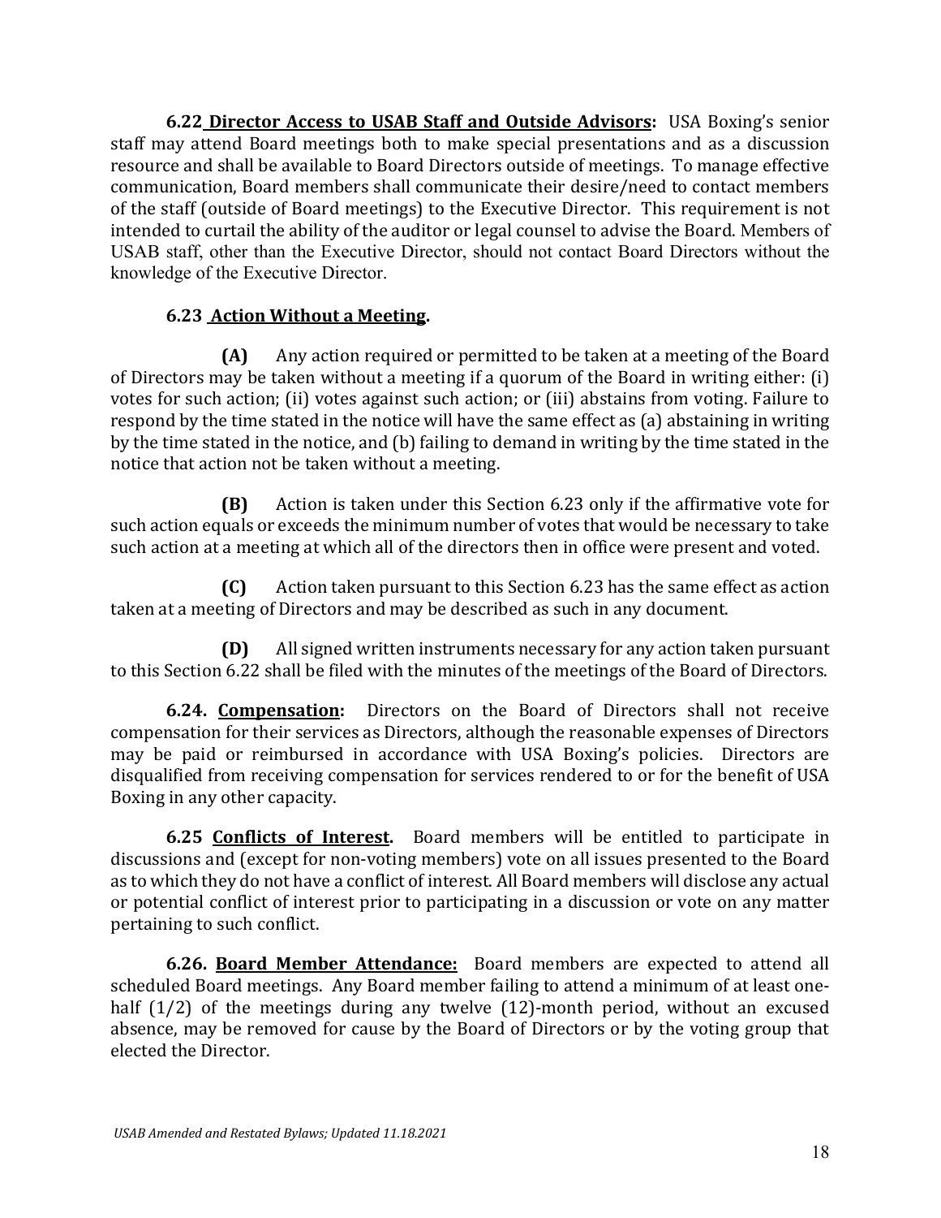**6.22 Director Access to USAB Staff and Outside Advisors:** USA Boxing's senior staff may attend Board meetings both to make special presentations and as a discussion resource and shall be available to Board Directors outside of meetings. To manage effective communication, Board members shall communicate their desire/need to contact members of the staff (outside of Board meetings) to the Executive Director. This requirement is not intended to curtail the ability of the auditor or legal counsel to advise the Board. Members of USAB staff, other than the Executive Director, should not contact Board Directors without the knowledge of the Executive Director.

**6.23 Action Without a Meeting.**

**(A)** Any action required or permitted to be taken at a meeting of the Board of Directors may be taken without a meeting if a quorum of the Board in writing either: (i) votes for such action; (ii) votes against such action; or (iii) abstains from voting. Failure to respond by the time stated in the notice will have the same effect as (a) abstaining in writing by the time stated in the notice, and (b) failing to demand in writing by the time stated in the notice that action not be taken without a meeting.

**(B)** Action is taken under this Section 6.23 only if the affirmative vote for such action equals or exceeds the minimum number of votes that would be necessary to take such action at a meeting at which all of the directors then in office were present and voted.

**(C)** Action taken pursuant to this Section 6.23 has the same effect as action taken at a meeting of Directors and may be described as such in any document.

**(D)** All signed written instruments necessary for any action taken pursuant to this Section 6.22 shall be filed with the minutes of the meetings of the Board of Directors.

**6.24. Compensation:** Directors on the Board of Directors shall not receive compensation for their services as Directors, although the reasonable expenses of Directors may be paid or reimbursed in accordance with USA Boxing's policies. Directors are disqualified from receiving compensation for services rendered to or for the benefit of USA Boxing in any other capacity.

**6.25 Conflicts of Interest.** Board members will be entitled to participate in discussions and (except for non-voting members) vote on all issues presented to the Board as to which they do not have a conflict of interest. All Board members will disclose any actual or potential conflict of interest prior to participating in a discussion or vote on any matter pertaining to such conflict.

**6.26. Board Member Attendance:** Board members are expected to attend all scheduled Board meetings. Any Board member failing to attend a minimum of at least one-half (1/2) of the meetings during any twelve (12)-month period, without an excused absence, may be removed for cause by the Board of Directors or by the voting group that elected the Director.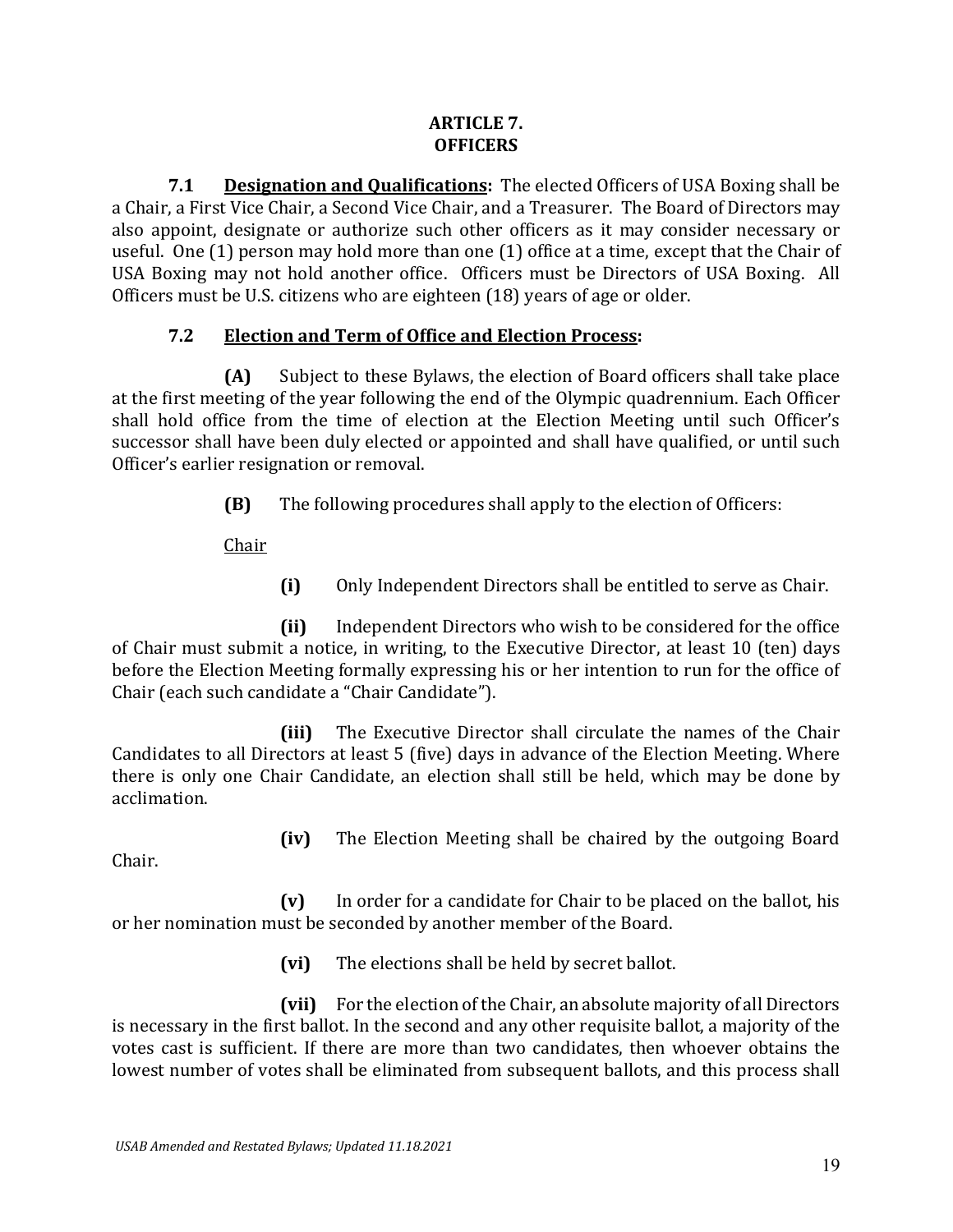## ARTICLE 7.
## OFFICERS

**7.1 Designation and Qualifications:** The elected Officers of USA Boxing shall be a Chair, a First Vice Chair, a Second Vice Chair, and a Treasurer. The Board of Directors may also appoint, designate or authorize such other officers as it may consider necessary or useful. One (1) person may hold more than one (1) office at a time, except that the Chair of USA Boxing may not hold another office. Officers must be Directors of USA Boxing. All Officers must be U.S. citizens who are eighteen (18) years of age or older.

**7.2 Election and Term of Office and Election Process:**

**(A)** Subject to these Bylaws, the election of Board officers shall take place at the first meeting of the year following the end of the Olympic quadrennium. Each Officer shall hold office from the time of election at the Election Meeting until such Officer's successor shall have been duly elected or appointed and shall have qualified, or until such Officer's earlier resignation or removal.

**(B)** The following procedures shall apply to the election of Officers:

<u>Chair</u>

**(i)** Only Independent Directors shall be entitled to serve as Chair.

**(ii)** Independent Directors who wish to be considered for the office of Chair must submit a notice, in writing, to the Executive Director, at least 10 (ten) days before the Election Meeting formally expressing his or her intention to run for the office of Chair (each such candidate a "Chair Candidate").

**(iii)** The Executive Director shall circulate the names of the Chair Candidates to all Directors at least 5 (five) days in advance of the Election Meeting. Where there is only one Chair Candidate, an election shall still be held, which may be done by acclimation.

**(iv)** The Election Meeting shall be chaired by the outgoing Board Chair.

**(v)** In order for a candidate for Chair to be placed on the ballot, his or her nomination must be seconded by another member of the Board.

**(vi)** The elections shall be held by secret ballot.

**(vii)** For the election of the Chair, an absolute majority of all Directors is necessary in the first ballot. In the second and any other requisite ballot, a majority of the votes cast is sufficient. If there are more than two candidates, then whoever obtains the lowest number of votes shall be eliminated from subsequent ballots, and this process shall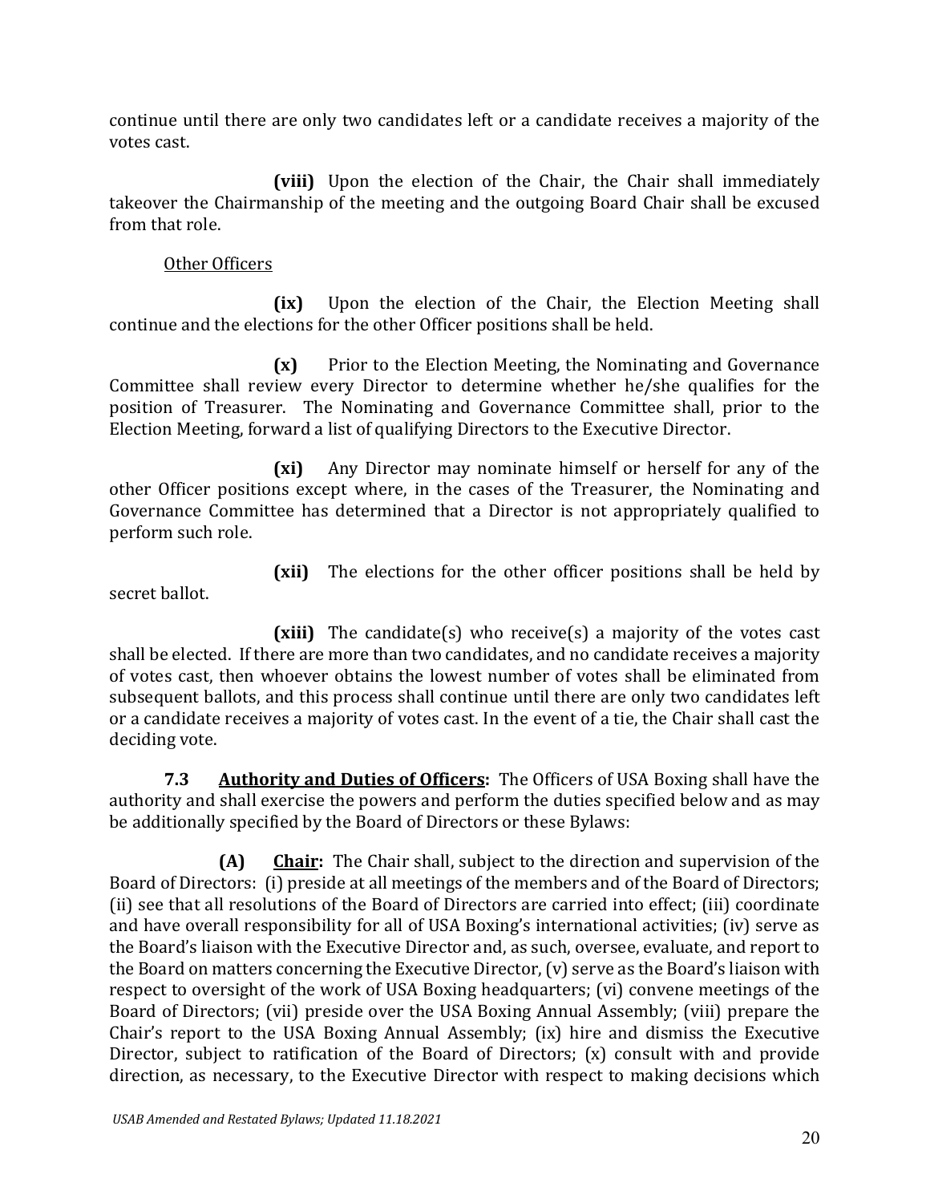continue until there are only two candidates left or a candidate receives a majority of the votes cast.

**(viii)** Upon the election of the Chair, the Chair shall immediately takeover the Chairmanship of the meeting and the outgoing Board Chair shall be excused from that role.

Other Officers

**(ix)** Upon the election of the Chair, the Election Meeting shall continue and the elections for the other Officer positions shall be held.

**(x)** Prior to the Election Meeting, the Nominating and Governance Committee shall review every Director to determine whether he/she qualifies for the position of Treasurer. The Nominating and Governance Committee shall, prior to the Election Meeting, forward a list of qualifying Directors to the Executive Director.

**(xi)** Any Director may nominate himself or herself for any of the other Officer positions except where, in the cases of the Treasurer, the Nominating and Governance Committee has determined that a Director is not appropriately qualified to perform such role.

**(xii)** The elections for the other officer positions shall be held by secret ballot.

**(xiii)** The candidate(s) who receive(s) a majority of the votes cast shall be elected. If there are more than two candidates, and no candidate receives a majority of votes cast, then whoever obtains the lowest number of votes shall be eliminated from subsequent ballots, and this process shall continue until there are only two candidates left or a candidate receives a majority of votes cast. In the event of a tie, the Chair shall cast the deciding vote.

**7.3 Authority and Duties of Officers:** The Officers of USA Boxing shall have the authority and shall exercise the powers and perform the duties specified below and as may be additionally specified by the Board of Directors or these Bylaws:

**(A) Chair:** The Chair shall, subject to the direction and supervision of the Board of Directors: (i) preside at all meetings of the members and of the Board of Directors; (ii) see that all resolutions of the Board of Directors are carried into effect; (iii) coordinate and have overall responsibility for all of USA Boxing's international activities; (iv) serve as the Board's liaison with the Executive Director and, as such, oversee, evaluate, and report to the Board on matters concerning the Executive Director, (v) serve as the Board's liaison with respect to oversight of the work of USA Boxing headquarters; (vi) convene meetings of the Board of Directors; (vii) preside over the USA Boxing Annual Assembly; (viii) prepare the Chair's report to the USA Boxing Annual Assembly; (ix) hire and dismiss the Executive Director, subject to ratification of the Board of Directors; (x) consult with and provide direction, as necessary, to the Executive Director with respect to making decisions which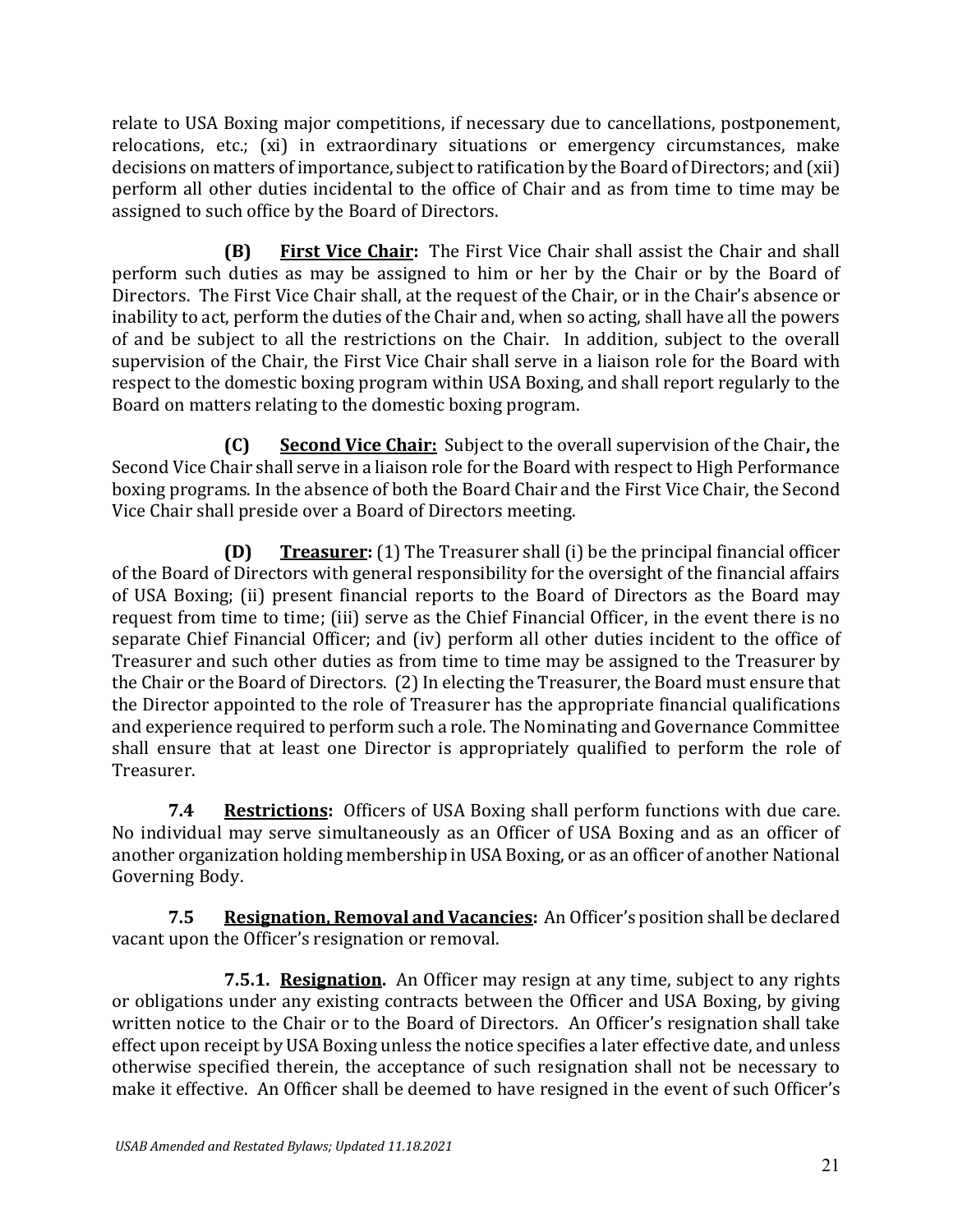relate to USA Boxing major competitions, if necessary due to cancellations, postponement, relocations, etc.; (xi) in extraordinary situations or emergency circumstances, make decisions on matters of importance, subject to ratification by the Board of Directors; and (xii) perform all other duties incidental to the office of Chair and as from time to time may be assigned to such office by the Board of Directors.

**(B) First Vice Chair:** The First Vice Chair shall assist the Chair and shall perform such duties as may be assigned to him or her by the Chair or by the Board of Directors. The First Vice Chair shall, at the request of the Chair, or in the Chair's absence or inability to act, perform the duties of the Chair and, when so acting, shall have all the powers of and be subject to all the restrictions on the Chair. In addition, subject to the overall supervision of the Chair, the First Vice Chair shall serve in a liaison role for the Board with respect to the domestic boxing program within USA Boxing, and shall report regularly to the Board on matters relating to the domestic boxing program.

**(C) Second Vice Chair:** Subject to the overall supervision of the Chair**,** the Second Vice Chair shall serve in a liaison role for the Board with respect to High Performance boxing programs. In the absence of both the Board Chair and the First Vice Chair, the Second Vice Chair shall preside over a Board of Directors meeting.

**(D) Treasurer:** (1) The Treasurer shall (i) be the principal financial officer of the Board of Directors with general responsibility for the oversight of the financial affairs of USA Boxing; (ii) present financial reports to the Board of Directors as the Board may request from time to time; (iii) serve as the Chief Financial Officer, in the event there is no separate Chief Financial Officer; and (iv) perform all other duties incident to the office of Treasurer and such other duties as from time to time may be assigned to the Treasurer by the Chair or the Board of Directors. (2) In electing the Treasurer, the Board must ensure that the Director appointed to the role of Treasurer has the appropriate financial qualifications and experience required to perform such a role. The Nominating and Governance Committee shall ensure that at least one Director is appropriately qualified to perform the role of Treasurer.

**7.4 Restrictions:** Officers of USA Boxing shall perform functions with due care. No individual may serve simultaneously as an Officer of USA Boxing and as an officer of another organization holding membership in USA Boxing, or as an officer of another National Governing Body.

**7.5 Resignation, Removal and Vacancies:** An Officer's position shall be declared vacant upon the Officer's resignation or removal.

**7.5.1. Resignation.** An Officer may resign at any time, subject to any rights or obligations under any existing contracts between the Officer and USA Boxing, by giving written notice to the Chair or to the Board of Directors. An Officer's resignation shall take effect upon receipt by USA Boxing unless the notice specifies a later effective date, and unless otherwise specified therein, the acceptance of such resignation shall not be necessary to make it effective. An Officer shall be deemed to have resigned in the event of such Officer's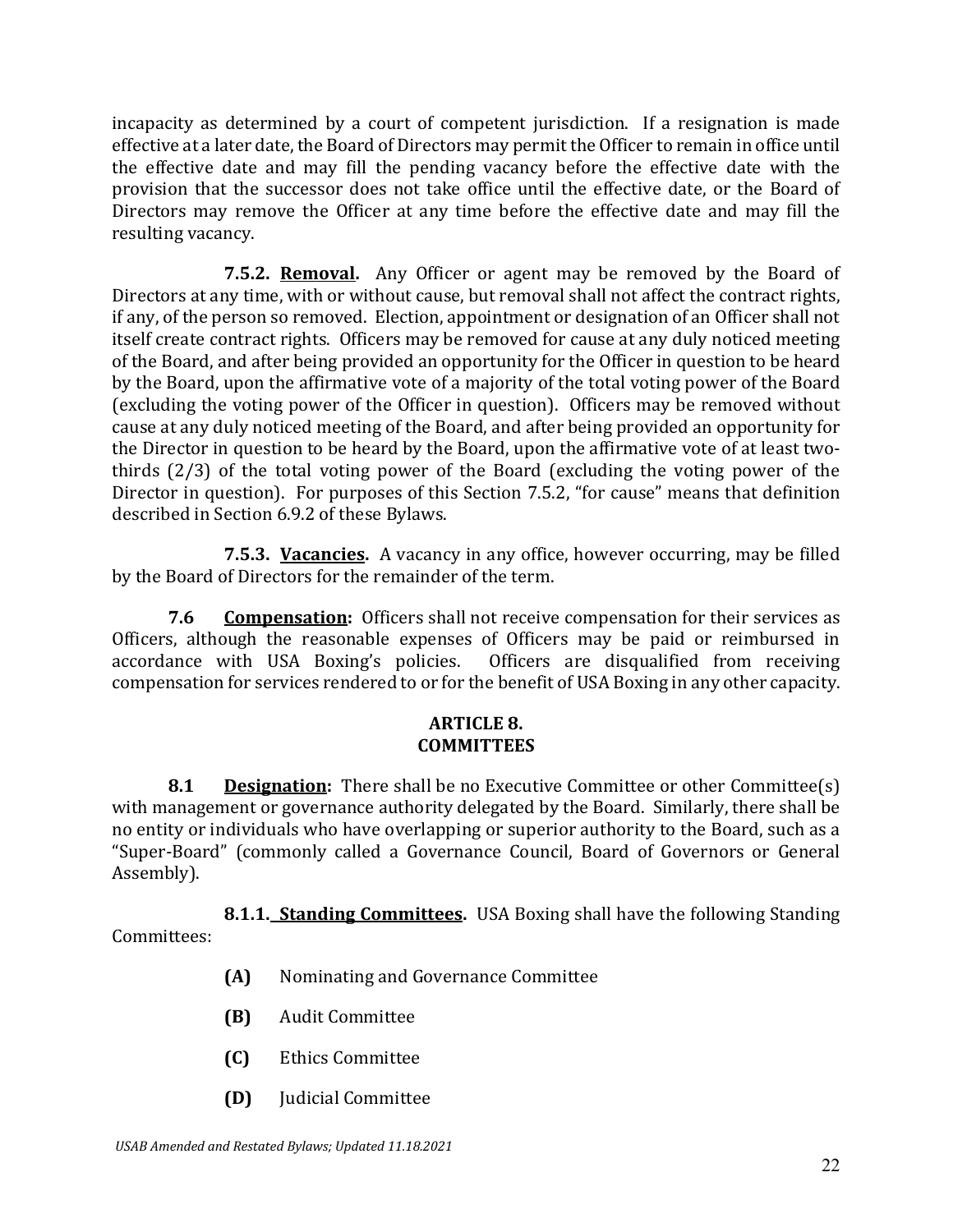incapacity as determined by a court of competent jurisdiction. If a resignation is made effective at a later date, the Board of Directors may permit the Officer to remain in office until the effective date and may fill the pending vacancy before the effective date with the provision that the successor does not take office until the effective date, or the Board of Directors may remove the Officer at any time before the effective date and may fill the resulting vacancy.

**7.5.2. Removal.** Any Officer or agent may be removed by the Board of Directors at any time, with or without cause, but removal shall not affect the contract rights, if any, of the person so removed. Election, appointment or designation of an Officer shall not itself create contract rights. Officers may be removed for cause at any duly noticed meeting of the Board, and after being provided an opportunity for the Officer in question to be heard by the Board, upon the affirmative vote of a majority of the total voting power of the Board (excluding the voting power of the Officer in question). Officers may be removed without cause at any duly noticed meeting of the Board, and after being provided an opportunity for the Director in question to be heard by the Board, upon the affirmative vote of at least two-thirds (2/3) of the total voting power of the Board (excluding the voting power of the Director in question). For purposes of this Section 7.5.2, "for cause" means that definition described in Section 6.9.2 of these Bylaws.

**7.5.3. Vacancies.** A vacancy in any office, however occurring, may be filled by the Board of Directors for the remainder of the term.

**7.6 Compensation:** Officers shall not receive compensation for their services as Officers, although the reasonable expenses of Officers may be paid or reimbursed in accordance with USA Boxing's policies. Officers are disqualified from receiving compensation for services rendered to or for the benefit of USA Boxing in any other capacity.

## ARTICLE 8.
## COMMITTEES

**8.1 Designation:** There shall be no Executive Committee or other Committee(s) with management or governance authority delegated by the Board. Similarly, there shall be no entity or individuals who have overlapping or superior authority to the Board, such as a "Super-Board" (commonly called a Governance Council, Board of Governors or General Assembly).

**8.1.1. Standing Committees.** USA Boxing shall have the following Standing Committees:

- **(A)** Nominating and Governance Committee
- **(B)** Audit Committee
- **(C)** Ethics Committee
- **(D)** Judicial Committee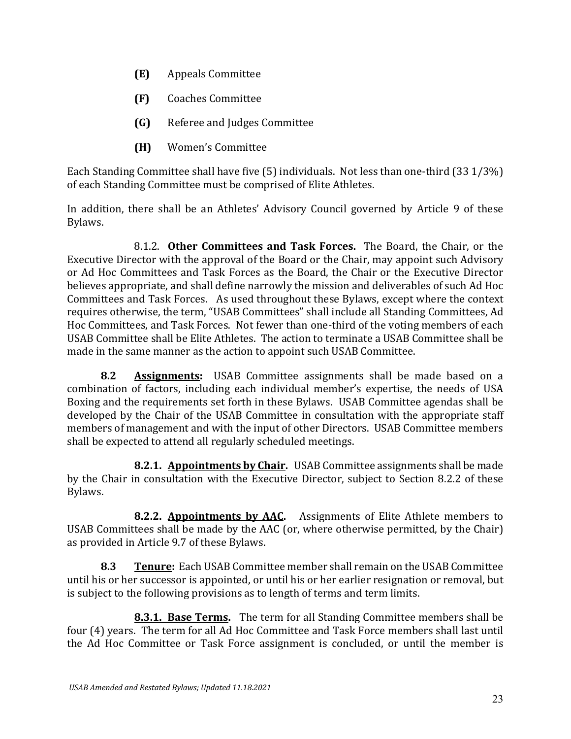**(E)** Appeals Committee

**(F)** Coaches Committee

**(G)** Referee and Judges Committee

**(H)** Women's Committee

Each Standing Committee shall have five (5) individuals. Not less than one-third (33 1/3%) of each Standing Committee must be comprised of Elite Athletes.

In addition, there shall be an Athletes' Advisory Council governed by Article 9 of these Bylaws.

8.1.2. **Other Committees and Task Forces.** The Board, the Chair, or the Executive Director with the approval of the Board or the Chair, may appoint such Advisory or Ad Hoc Committees and Task Forces as the Board, the Chair or the Executive Director believes appropriate, and shall define narrowly the mission and deliverables of such Ad Hoc Committees and Task Forces. As used throughout these Bylaws, except where the context requires otherwise, the term, "USAB Committees" shall include all Standing Committees, Ad Hoc Committees, and Task Forces. Not fewer than one-third of the voting members of each USAB Committee shall be Elite Athletes. The action to terminate a USAB Committee shall be made in the same manner as the action to appoint such USAB Committee.

**8.2 Assignments:** USAB Committee assignments shall be made based on a combination of factors, including each individual member's expertise, the needs of USA Boxing and the requirements set forth in these Bylaws. USAB Committee agendas shall be developed by the Chair of the USAB Committee in consultation with the appropriate staff members of management and with the input of other Directors. USAB Committee members shall be expected to attend all regularly scheduled meetings.

**8.2.1. Appointments by Chair.** USAB Committee assignments shall be made by the Chair in consultation with the Executive Director, subject to Section 8.2.2 of these Bylaws.

**8.2.2. Appointments by AAC.** Assignments of Elite Athlete members to USAB Committees shall be made by the AAC (or, where otherwise permitted, by the Chair) as provided in Article 9.7 of these Bylaws.

**8.3 Tenure:** Each USAB Committee member shall remain on the USAB Committee until his or her successor is appointed, or until his or her earlier resignation or removal, but is subject to the following provisions as to length of terms and term limits.

**8.3.1. Base Terms.** The term for all Standing Committee members shall be four (4) years. The term for all Ad Hoc Committee and Task Force members shall last until the Ad Hoc Committee or Task Force assignment is concluded, or until the member is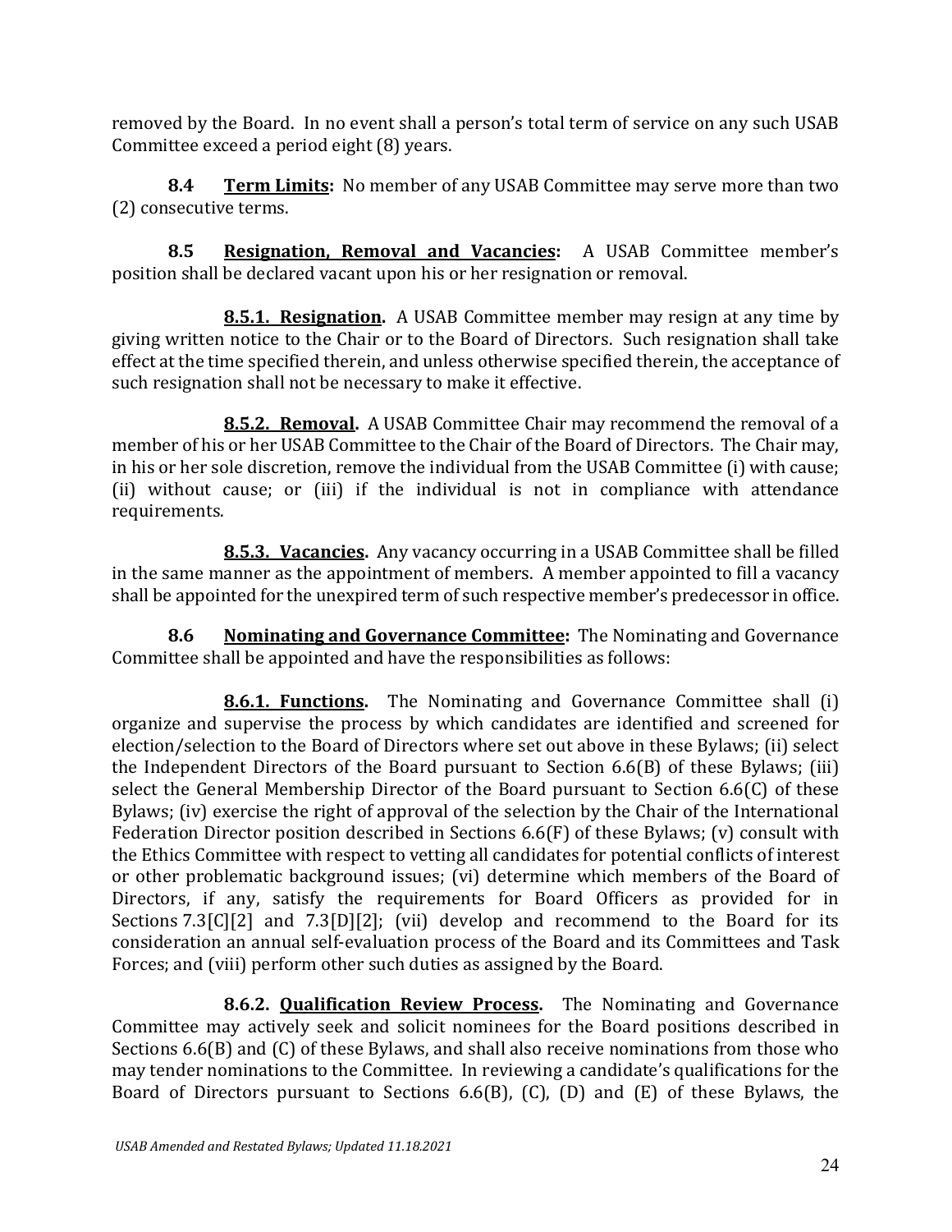removed by the Board. In no event shall a person's total term of service on any such USAB Committee exceed a period eight (8) years.

**8.4 <u>Term Limits</u>:** No member of any USAB Committee may serve more than two (2) consecutive terms.

**8.5 <u>Resignation, Removal and Vacancies</u>:** A USAB Committee member's position shall be declared vacant upon his or her resignation or removal.

**<u>8.5.1. Resignation</u>.** A USAB Committee member may resign at any time by giving written notice to the Chair or to the Board of Directors. Such resignation shall take effect at the time specified therein, and unless otherwise specified therein, the acceptance of such resignation shall not be necessary to make it effective.

**<u>8.5.2. Removal</u>.** A USAB Committee Chair may recommend the removal of a member of his or her USAB Committee to the Chair of the Board of Directors. The Chair may, in his or her sole discretion, remove the individual from the USAB Committee (i) with cause; (ii) without cause; or (iii) if the individual is not in compliance with attendance requirements.

**<u>8.5.3. Vacancies</u>.** Any vacancy occurring in a USAB Committee shall be filled in the same manner as the appointment of members. A member appointed to fill a vacancy shall be appointed for the unexpired term of such respective member's predecessor in office.

**8.6 <u>Nominating and Governance Committee</u>:** The Nominating and Governance Committee shall be appointed and have the responsibilities as follows:

**<u>8.6.1. Functions</u>.** The Nominating and Governance Committee shall (i) organize and supervise the process by which candidates are identified and screened for election/selection to the Board of Directors where set out above in these Bylaws; (ii) select the Independent Directors of the Board pursuant to Section 6.6(B) of these Bylaws; (iii) select the General Membership Director of the Board pursuant to Section 6.6(C) of these Bylaws; (iv) exercise the right of approval of the selection by the Chair of the International Federation Director position described in Sections 6.6(F) of these Bylaws; (v) consult with the Ethics Committee with respect to vetting all candidates for potential conflicts of interest or other problematic background issues; (vi) determine which members of the Board of Directors, if any, satisfy the requirements for Board Officers as provided for in Sections 7.3[C][2] and 7.3[D][2]; (vii) develop and recommend to the Board for its consideration an annual self-evaluation process of the Board and its Committees and Task Forces; and (viii) perform other such duties as assigned by the Board.

**8.6.2. <u>Qualification Review Process</u>.** The Nominating and Governance Committee may actively seek and solicit nominees for the Board positions described in Sections 6.6(B) and (C) of these Bylaws, and shall also receive nominations from those who may tender nominations to the Committee. In reviewing a candidate's qualifications for the Board of Directors pursuant to Sections 6.6(B), (C), (D) and (E) of these Bylaws, the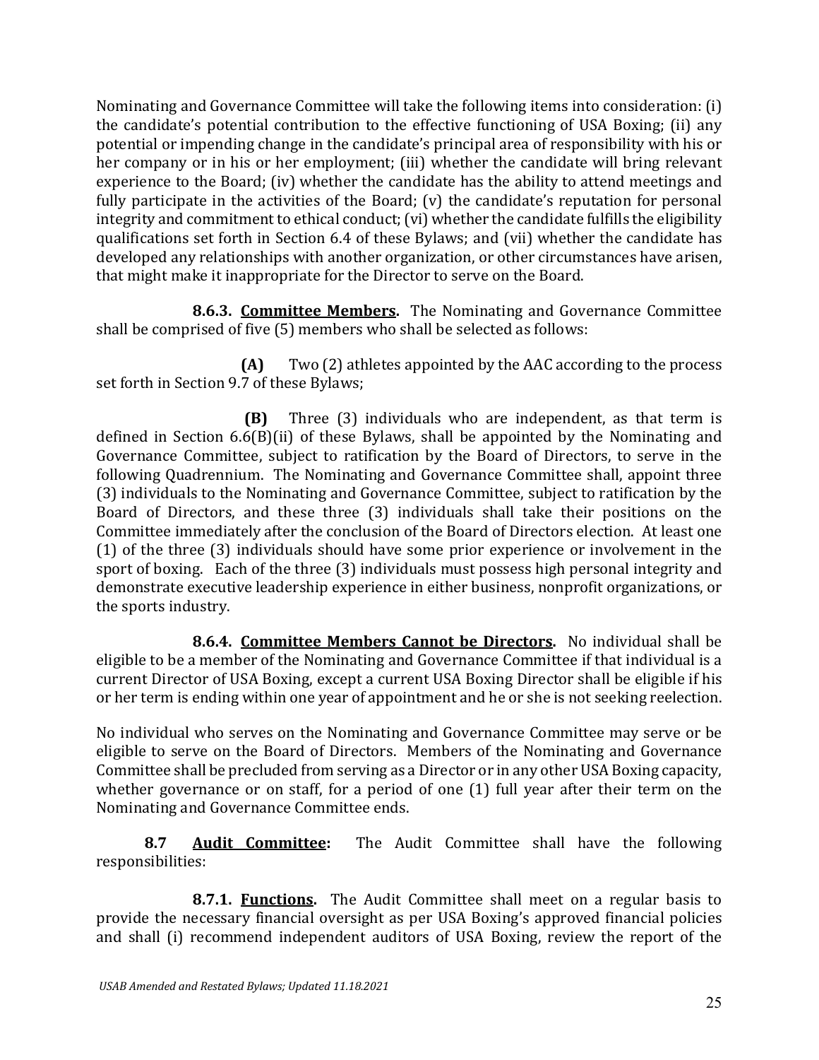Nominating and Governance Committee will take the following items into consideration: (i) the candidate's potential contribution to the effective functioning of USA Boxing; (ii) any potential or impending change in the candidate's principal area of responsibility with his or her company or in his or her employment; (iii) whether the candidate will bring relevant experience to the Board; (iv) whether the candidate has the ability to attend meetings and fully participate in the activities of the Board; (v) the candidate's reputation for personal integrity and commitment to ethical conduct; (vi) whether the candidate fulfills the eligibility qualifications set forth in Section 6.4 of these Bylaws; and (vii) whether the candidate has developed any relationships with another organization, or other circumstances have arisen, that might make it inappropriate for the Director to serve on the Board.

**8.6.3. <u>Committee Members</u>.** The Nominating and Governance Committee shall be comprised of five (5) members who shall be selected as follows:

**(A)** Two (2) athletes appointed by the AAC according to the process set forth in Section 9.7 of these Bylaws;

**(B)** Three (3) individuals who are independent, as that term is defined in Section 6.6(B)(ii) of these Bylaws, shall be appointed by the Nominating and Governance Committee, subject to ratification by the Board of Directors, to serve in the following Quadrennium. The Nominating and Governance Committee shall, appoint three (3) individuals to the Nominating and Governance Committee, subject to ratification by the Board of Directors, and these three (3) individuals shall take their positions on the Committee immediately after the conclusion of the Board of Directors election. At least one (1) of the three (3) individuals should have some prior experience or involvement in the sport of boxing. Each of the three (3) individuals must possess high personal integrity and demonstrate executive leadership experience in either business, nonprofit organizations, or the sports industry.

**8.6.4. <u>Committee Members Cannot be Directors</u>.** No individual shall be eligible to be a member of the Nominating and Governance Committee if that individual is a current Director of USA Boxing, except a current USA Boxing Director shall be eligible if his or her term is ending within one year of appointment and he or she is not seeking reelection.

No individual who serves on the Nominating and Governance Committee may serve or be eligible to serve on the Board of Directors. Members of the Nominating and Governance Committee shall be precluded from serving as a Director or in any other USA Boxing capacity, whether governance or on staff, for a period of one (1) full year after their term on the Nominating and Governance Committee ends.

**8.7 <u>Audit Committee</u>:** The Audit Committee shall have the following responsibilities:

**8.7.1. <u>Functions</u>.** The Audit Committee shall meet on a regular basis to provide the necessary financial oversight as per USA Boxing's approved financial policies and shall (i) recommend independent auditors of USA Boxing, review the report of the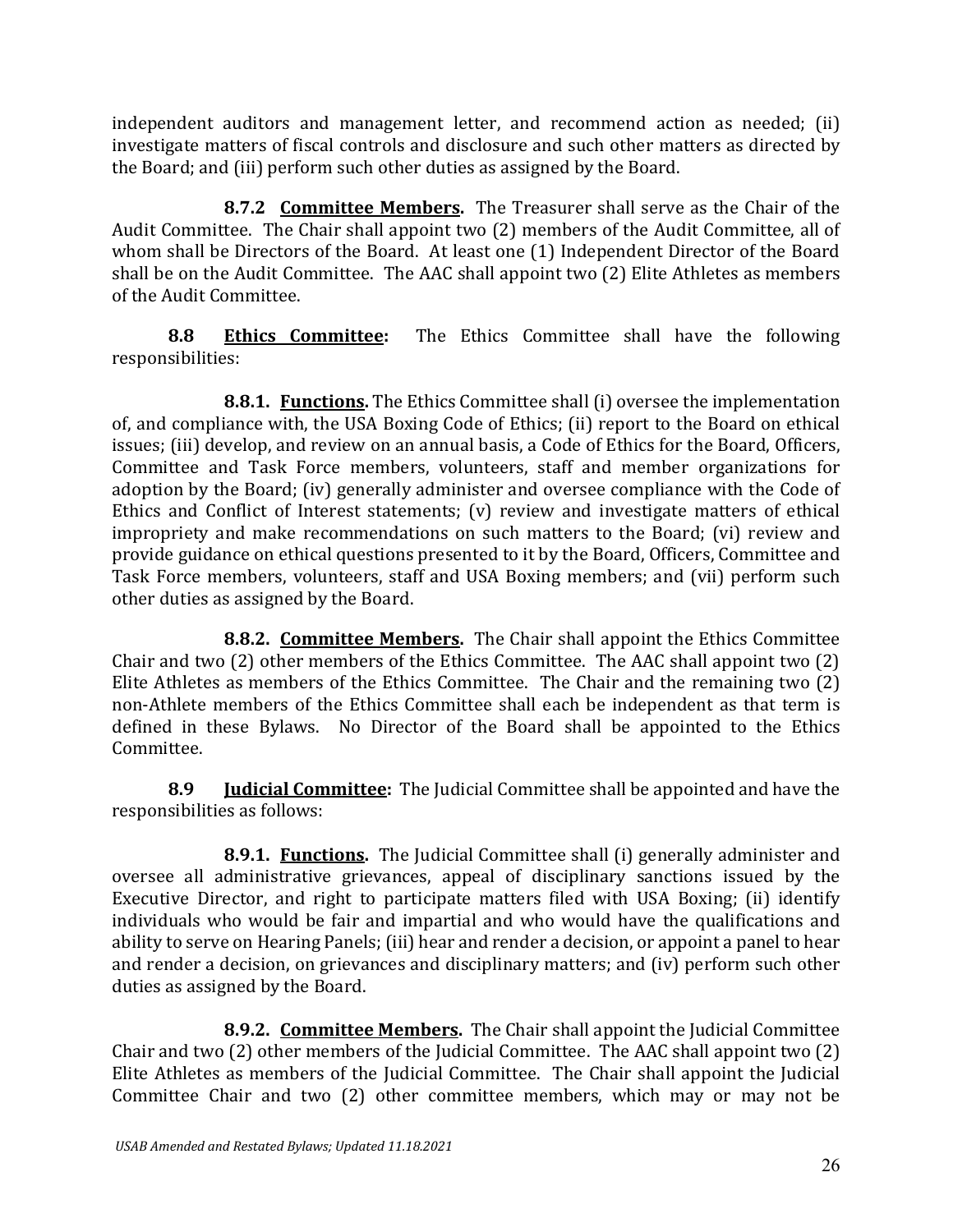independent auditors and management letter, and recommend action as needed; (ii) investigate matters of fiscal controls and disclosure and such other matters as directed by the Board; and (iii) perform such other duties as assigned by the Board.

**8.7.2 <u>Committee Members</u>.** The Treasurer shall serve as the Chair of the Audit Committee. The Chair shall appoint two (2) members of the Audit Committee, all of whom shall be Directors of the Board. At least one (1) Independent Director of the Board shall be on the Audit Committee. The AAC shall appoint two (2) Elite Athletes as members of the Audit Committee.

**8.8 <u>Ethics Committee</u>:** The Ethics Committee shall have the following responsibilities:

**8.8.1. <u>Functions</u>.** The Ethics Committee shall (i) oversee the implementation of, and compliance with, the USA Boxing Code of Ethics; (ii) report to the Board on ethical issues; (iii) develop, and review on an annual basis, a Code of Ethics for the Board, Officers, Committee and Task Force members, volunteers, staff and member organizations for adoption by the Board; (iv) generally administer and oversee compliance with the Code of Ethics and Conflict of Interest statements; (v) review and investigate matters of ethical impropriety and make recommendations on such matters to the Board; (vi) review and provide guidance on ethical questions presented to it by the Board, Officers, Committee and Task Force members, volunteers, staff and USA Boxing members; and (vii) perform such other duties as assigned by the Board.

**8.8.2. <u>Committee Members</u>.** The Chair shall appoint the Ethics Committee Chair and two (2) other members of the Ethics Committee. The AAC shall appoint two (2) Elite Athletes as members of the Ethics Committee. The Chair and the remaining two (2) non-Athlete members of the Ethics Committee shall each be independent as that term is defined in these Bylaws. No Director of the Board shall be appointed to the Ethics Committee.

**8.9 <u>Judicial Committee</u>:** The Judicial Committee shall be appointed and have the responsibilities as follows:

**8.9.1. <u>Functions</u>.** The Judicial Committee shall (i) generally administer and oversee all administrative grievances, appeal of disciplinary sanctions issued by the Executive Director, and right to participate matters filed with USA Boxing; (ii) identify individuals who would be fair and impartial and who would have the qualifications and ability to serve on Hearing Panels; (iii) hear and render a decision, or appoint a panel to hear and render a decision, on grievances and disciplinary matters; and (iv) perform such other duties as assigned by the Board.

**8.9.2. <u>Committee Members</u>.** The Chair shall appoint the Judicial Committee Chair and two (2) other members of the Judicial Committee. The AAC shall appoint two (2) Elite Athletes as members of the Judicial Committee. The Chair shall appoint the Judicial Committee Chair and two (2) other committee members, which may or may not be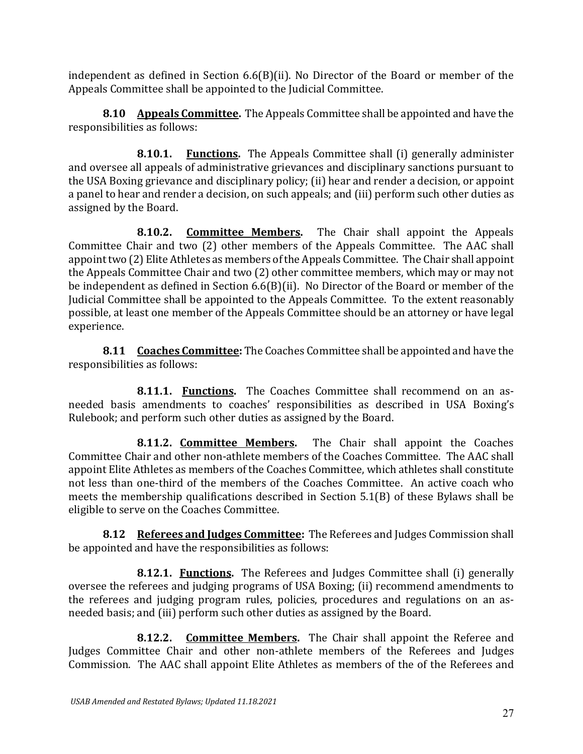independent as defined in Section 6.6(B)(ii). No Director of the Board or member of the Appeals Committee shall be appointed to the Judicial Committee.

**8.10 <u>Appeals Committee</u>.** The Appeals Committee shall be appointed and have the responsibilities as follows:

**8.10.1. <u>Functions</u>.** The Appeals Committee shall (i) generally administer and oversee all appeals of administrative grievances and disciplinary sanctions pursuant to the USA Boxing grievance and disciplinary policy; (ii) hear and render a decision, or appoint a panel to hear and render a decision, on such appeals; and (iii) perform such other duties as assigned by the Board.

**8.10.2. <u>Committee Members</u>.** The Chair shall appoint the Appeals Committee Chair and two (2) other members of the Appeals Committee. The AAC shall appoint two (2) Elite Athletes as members of the Appeals Committee. The Chair shall appoint the Appeals Committee Chair and two (2) other committee members, which may or may not be independent as defined in Section 6.6(B)(ii). No Director of the Board or member of the Judicial Committee shall be appointed to the Appeals Committee. To the extent reasonably possible, at least one member of the Appeals Committee should be an attorney or have legal experience.

**8.11 <u>Coaches Committee</u>:** The Coaches Committee shall be appointed and have the responsibilities as follows:

**8.11.1. <u>Functions</u>.** The Coaches Committee shall recommend on an as-needed basis amendments to coaches' responsibilities as described in USA Boxing's Rulebook; and perform such other duties as assigned by the Board.

**8.11.2. <u>Committee Members</u>.** The Chair shall appoint the Coaches Committee Chair and other non-athlete members of the Coaches Committee. The AAC shall appoint Elite Athletes as members of the Coaches Committee, which athletes shall constitute not less than one-third of the members of the Coaches Committee. An active coach who meets the membership qualifications described in Section 5.1(B) of these Bylaws shall be eligible to serve on the Coaches Committee.

**8.12 <u>Referees and Judges Committee</u>:** The Referees and Judges Commission shall be appointed and have the responsibilities as follows:

**8.12.1. <u>Functions</u>.** The Referees and Judges Committee shall (i) generally oversee the referees and judging programs of USA Boxing; (ii) recommend amendments to the referees and judging program rules, policies, procedures and regulations on an as-needed basis; and (iii) perform such other duties as assigned by the Board.

**8.12.2. <u>Committee Members</u>.** The Chair shall appoint the Referee and Judges Committee Chair and other non-athlete members of the Referees and Judges Commission. The AAC shall appoint Elite Athletes as members of the of the Referees and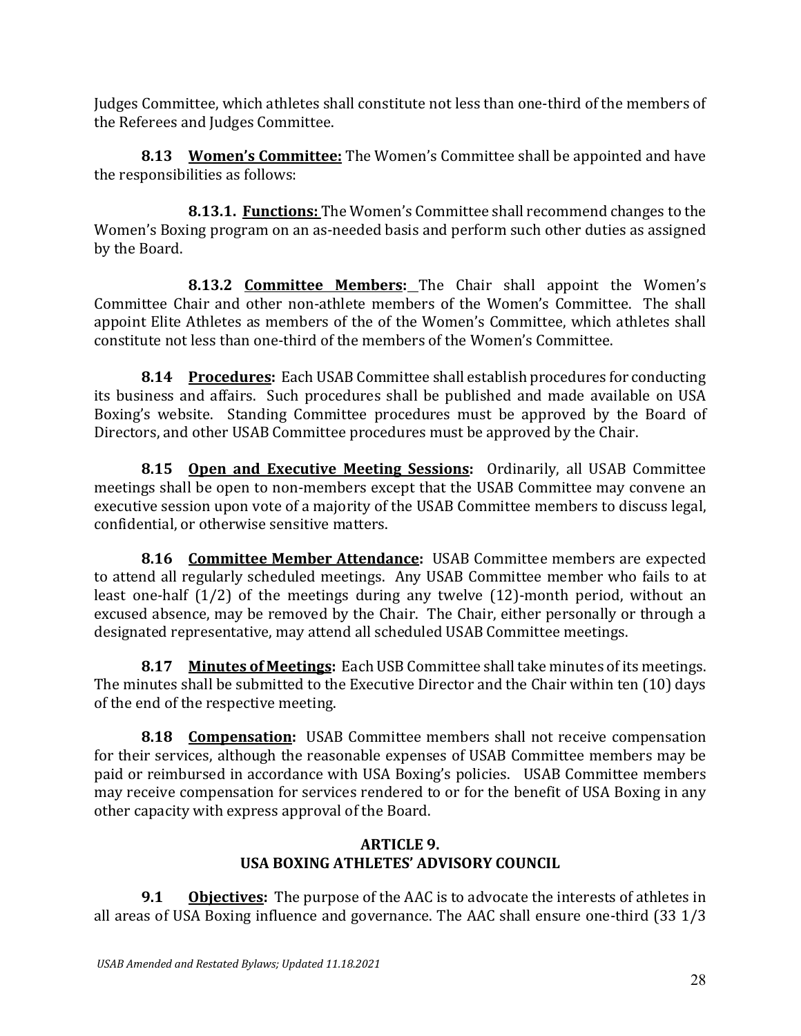Judges Committee, which athletes shall constitute not less than one-third of the members of the Referees and Judges Committee.

**8.13 <u>Women's Committee:</u>** The Women's Committee shall be appointed and have the responsibilities as follows:

**8.13.1. <u>Functions:</u>** The Women's Committee shall recommend changes to the Women's Boxing program on an as-needed basis and perform such other duties as assigned by the Board.

**8.13.2 <u>Committee Members:</u>** The Chair shall appoint the Women's Committee Chair and other non-athlete members of the Women's Committee. The shall appoint Elite Athletes as members of the of the Women's Committee, which athletes shall constitute not less than one-third of the members of the Women's Committee.

**8.14 <u>Procedures</u>:** Each USAB Committee shall establish procedures for conducting its business and affairs. Such procedures shall be published and made available on USA Boxing's website. Standing Committee procedures must be approved by the Board of Directors, and other USAB Committee procedures must be approved by the Chair.

**8.15 <u>Open and Executive Meeting Sessions</u>:** Ordinarily, all USAB Committee meetings shall be open to non-members except that the USAB Committee may convene an executive session upon vote of a majority of the USAB Committee members to discuss legal, confidential, or otherwise sensitive matters.

**8.16 <u>Committee Member Attendance</u>:** USAB Committee members are expected to attend all regularly scheduled meetings. Any USAB Committee member who fails to at least one-half (1/2) of the meetings during any twelve (12)-month period, without an excused absence, may be removed by the Chair. The Chair, either personally or through a designated representative, may attend all scheduled USAB Committee meetings.

**8.17 <u>Minutes of Meetings</u>:** Each USB Committee shall take minutes of its meetings. The minutes shall be submitted to the Executive Director and the Chair within ten (10) days of the end of the respective meeting.

**8.18 <u>Compensation</u>:** USAB Committee members shall not receive compensation for their services, although the reasonable expenses of USAB Committee members may be paid or reimbursed in accordance with USA Boxing's policies. USAB Committee members may receive compensation for services rendered to or for the benefit of USA Boxing in any other capacity with express approval of the Board.

## ARTICLE 9.
## USA BOXING ATHLETES' ADVISORY COUNCIL

**9.1 <u>Objectives</u>:** The purpose of the AAC is to advocate the interests of athletes in all areas of USA Boxing influence and governance. The AAC shall ensure one-third (33 1/3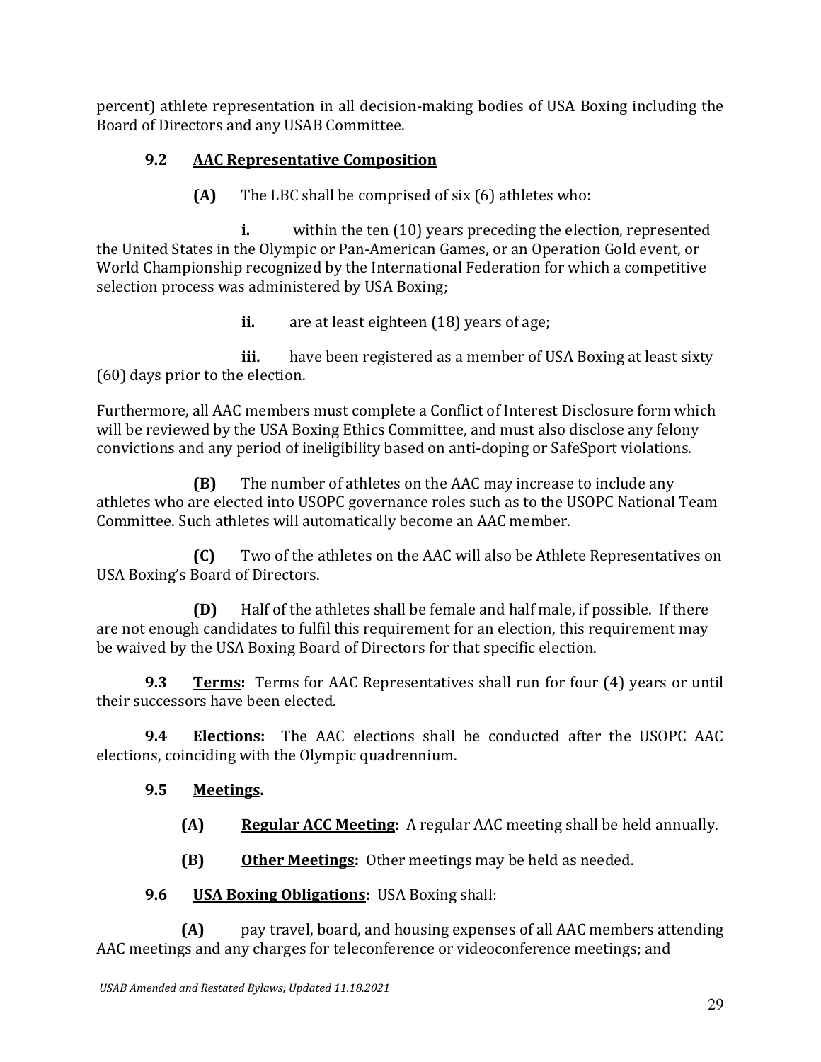percent) athlete representation in all decision-making bodies of USA Boxing including the Board of Directors and any USAB Committee.

**9.2 <u>AAC Representative Composition</u>**

**(A)** The LBC shall be comprised of six (6) athletes who:

**i.** within the ten (10) years preceding the election, represented the United States in the Olympic or Pan-American Games, or an Operation Gold event, or World Championship recognized by the International Federation for which a competitive selection process was administered by USA Boxing;

**ii.** are at least eighteen (18) years of age;

**iii.** have been registered as a member of USA Boxing at least sixty (60) days prior to the election.

Furthermore, all AAC members must complete a Conflict of Interest Disclosure form which will be reviewed by the USA Boxing Ethics Committee, and must also disclose any felony convictions and any period of ineligibility based on anti-doping or SafeSport violations.

**(B)** The number of athletes on the AAC may increase to include any athletes who are elected into USOPC governance roles such as to the USOPC National Team Committee. Such athletes will automatically become an AAC member.

**(C)** Two of the athletes on the AAC will also be Athlete Representatives on USA Boxing's Board of Directors.

**(D)** Half of the athletes shall be female and half male, if possible. If there are not enough candidates to fulfil this requirement for an election, this requirement may be waived by the USA Boxing Board of Directors for that specific election.

**9.3 <u>Terms</u>:** Terms for AAC Representatives shall run for four (4) years or until their successors have been elected.

**9.4 <u>Elections:</u>** The AAC elections shall be conducted after the USOPC AAC elections, coinciding with the Olympic quadrennium.

**9.5 <u>Meetings</u>.**

**(A) <u>Regular ACC Meeting</u>:** A regular AAC meeting shall be held annually.

**(B) <u>Other Meetings</u>:** Other meetings may be held as needed.

**9.6 <u>USA Boxing Obligations</u>:** USA Boxing shall:

**(A)** pay travel, board, and housing expenses of all AAC members attending AAC meetings and any charges for teleconference or videoconference meetings; and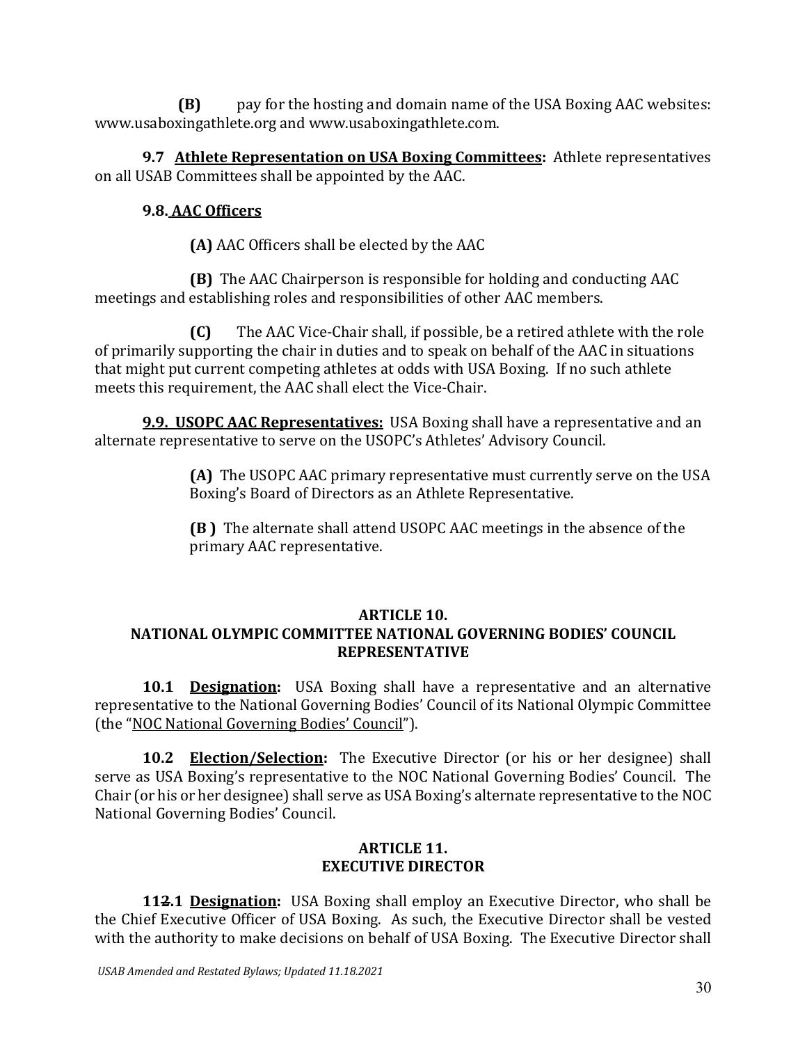**(B)** pay for the hosting and domain name of the USA Boxing AAC websites: www.usaboxingathlete.org and www.usaboxingathlete.com.

**9.7 <u>Athlete Representation on USA Boxing Committees</u>:** Athlete representatives on all USAB Committees shall be appointed by the AAC.

**9.8. <u>AAC Officers</u>**

**(A)** AAC Officers shall be elected by the AAC

**(B)** The AAC Chairperson is responsible for holding and conducting AAC meetings and establishing roles and responsibilities of other AAC members.

**(C)** The AAC Vice-Chair shall, if possible, be a retired athlete with the role of primarily supporting the chair in duties and to speak on behalf of the AAC in situations that might put current competing athletes at odds with USA Boxing. If no such athlete meets this requirement, the AAC shall elect the Vice-Chair.

**<u>9.9. USOPC AAC Representatives:</u>** USA Boxing shall have a representative and an alternate representative to serve on the USOPC's Athletes' Advisory Council.

> **(A)** The USOPC AAC primary representative must currently serve on the USA Boxing's Board of Directors as an Athlete Representative.
>
> **(B )** The alternate shall attend USOPC AAC meetings in the absence of the primary AAC representative.

## ARTICLE 10.
## NATIONAL OLYMPIC COMMITTEE NATIONAL GOVERNING BODIES' COUNCIL REPRESENTATIVE

**10.1 <u>Designation</u>:** USA Boxing shall have a representative and an alternative representative to the National Governing Bodies' Council of its National Olympic Committee (the "<u>NOC National Governing Bodies' Council</u>").

**10.2 <u>Election/Selection</u>:** The Executive Director (or his or her designee) shall serve as USA Boxing's representative to the NOC National Governing Bodies' Council. The Chair (or his or her designee) shall serve as USA Boxing's alternate representative to the NOC National Governing Bodies' Council.

## ARTICLE 11.
## EXECUTIVE DIRECTOR

**11~~2~~.1 <u>Designation</u>:** USA Boxing shall employ an Executive Director, who shall be the Chief Executive Officer of USA Boxing. As such, the Executive Director shall be vested with the authority to make decisions on behalf of USA Boxing. The Executive Director shall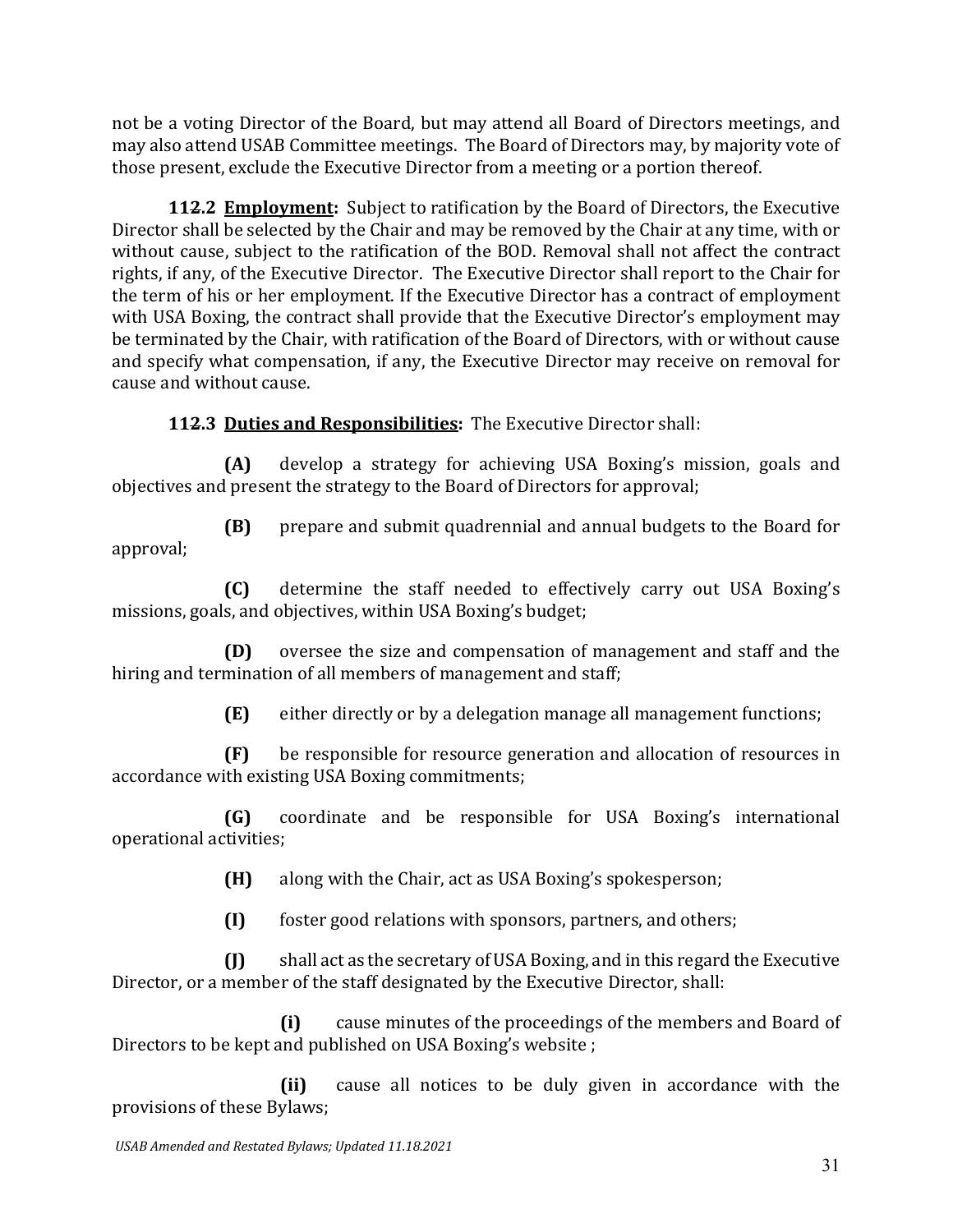not be a voting Director of the Board, but may attend all Board of Directors meetings, and may also attend USAB Committee meetings. The Board of Directors may, by majority vote of those present, exclude the Executive Director from a meeting or a portion thereof.

**11~~2~~.2 Employment:** Subject to ratification by the Board of Directors, the Executive Director shall be selected by the Chair and may be removed by the Chair at any time, with or without cause, subject to the ratification of the BOD. Removal shall not affect the contract rights, if any, of the Executive Director. The Executive Director shall report to the Chair for the term of his or her employment. If the Executive Director has a contract of employment with USA Boxing, the contract shall provide that the Executive Director's employment may be terminated by the Chair, with ratification of the Board of Directors, with or without cause and specify what compensation, if any, the Executive Director may receive on removal for cause and without cause.

**11~~2~~.3 Duties and Responsibilities:** The Executive Director shall:

**(A)** develop a strategy for achieving USA Boxing's mission, goals and objectives and present the strategy to the Board of Directors for approval;

**(B)** prepare and submit quadrennial and annual budgets to the Board for approval;

**(C)** determine the staff needed to effectively carry out USA Boxing's missions, goals, and objectives, within USA Boxing's budget;

**(D)** oversee the size and compensation of management and staff and the hiring and termination of all members of management and staff;

**(E)** either directly or by a delegation manage all management functions;

**(F)** be responsible for resource generation and allocation of resources in accordance with existing USA Boxing commitments;

**(G)** coordinate and be responsible for USA Boxing's international operational activities;

**(H)** along with the Chair, act as USA Boxing's spokesperson;

**(I)** foster good relations with sponsors, partners, and others;

**(J)** shall act as the secretary of USA Boxing, and in this regard the Executive Director, or a member of the staff designated by the Executive Director, shall:

**(i)** cause minutes of the proceedings of the members and Board of Directors to be kept and published on USA Boxing's website ;

**(ii)** cause all notices to be duly given in accordance with the provisions of these Bylaws;

*USAB Amended and Restated Bylaws; Updated 11.18.2021*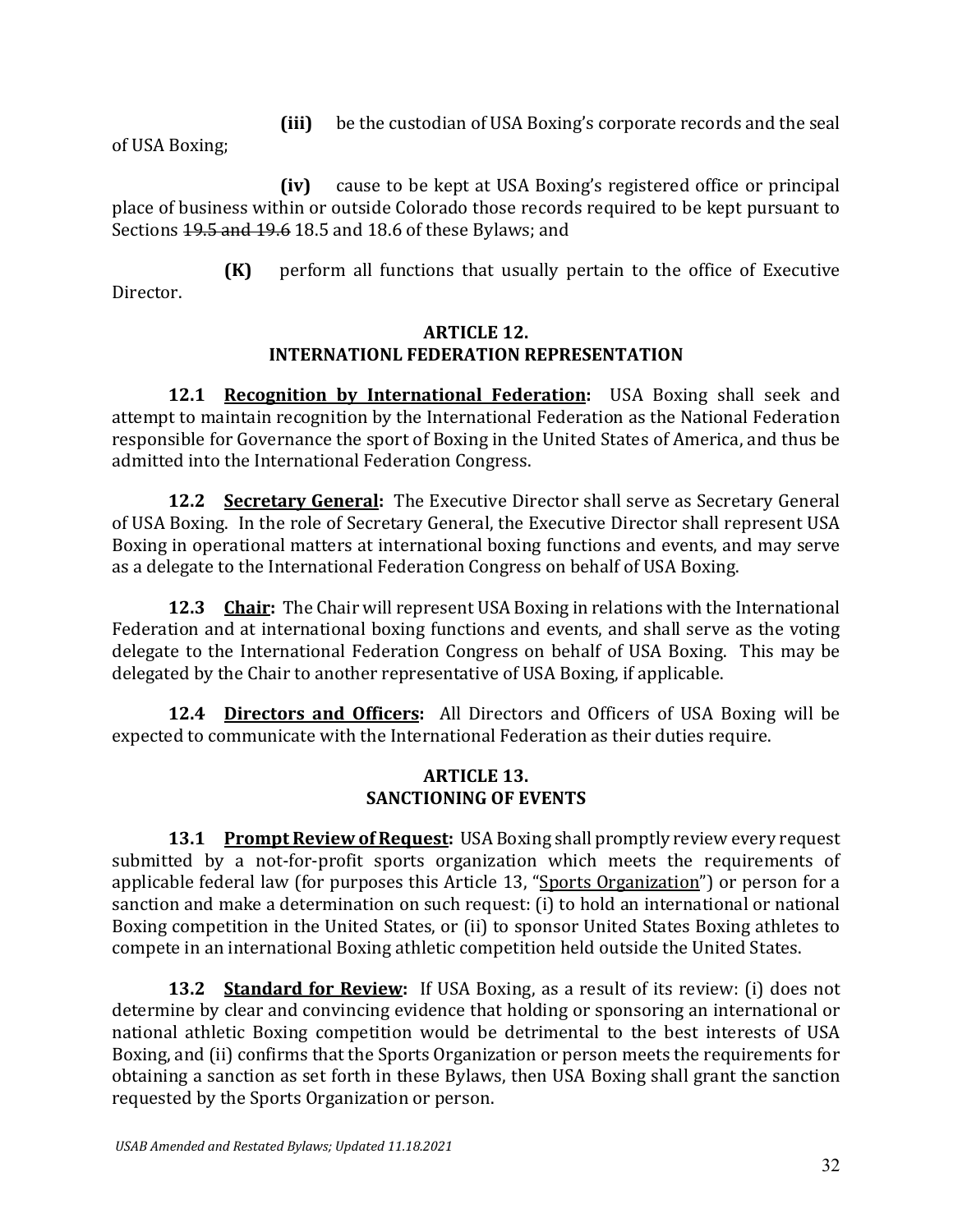(iii) be the custodian of USA Boxing's corporate records and the seal of USA Boxing;

(iv) cause to be kept at USA Boxing's registered office or principal place of business within or outside Colorado those records required to be kept pursuant to Sections ~~19.5 and 19.6~~ 18.5 and 18.6 of these Bylaws; and

(K) perform all functions that usually pertain to the office of Executive Director.

## ARTICLE 12.
## INTERNATIONL FEDERATION REPRESENTATION

**12.1 Recognition by International Federation:** USA Boxing shall seek and attempt to maintain recognition by the International Federation as the National Federation responsible for Governance the sport of Boxing in the United States of America, and thus be admitted into the International Federation Congress.

**12.2 Secretary General:** The Executive Director shall serve as Secretary General of USA Boxing. In the role of Secretary General, the Executive Director shall represent USA Boxing in operational matters at international boxing functions and events, and may serve as a delegate to the International Federation Congress on behalf of USA Boxing.

**12.3 Chair:** The Chair will represent USA Boxing in relations with the International Federation and at international boxing functions and events, and shall serve as the voting delegate to the International Federation Congress on behalf of USA Boxing. This may be delegated by the Chair to another representative of USA Boxing, if applicable.

**12.4 Directors and Officers:** All Directors and Officers of USA Boxing will be expected to communicate with the International Federation as their duties require.

## ARTICLE 13.
## SANCTIONING OF EVENTS

**13.1 Prompt Review of Request:** USA Boxing shall promptly review every request submitted by a not-for-profit sports organization which meets the requirements of applicable federal law (for purposes this Article 13, "Sports Organization") or person for a sanction and make a determination on such request: (i) to hold an international or national Boxing competition in the United States, or (ii) to sponsor United States Boxing athletes to compete in an international Boxing athletic competition held outside the United States.

**13.2 Standard for Review:** If USA Boxing, as a result of its review: (i) does not determine by clear and convincing evidence that holding or sponsoring an international or national athletic Boxing competition would be detrimental to the best interests of USA Boxing, and (ii) confirms that the Sports Organization or person meets the requirements for obtaining a sanction as set forth in these Bylaws, then USA Boxing shall grant the sanction requested by the Sports Organization or person.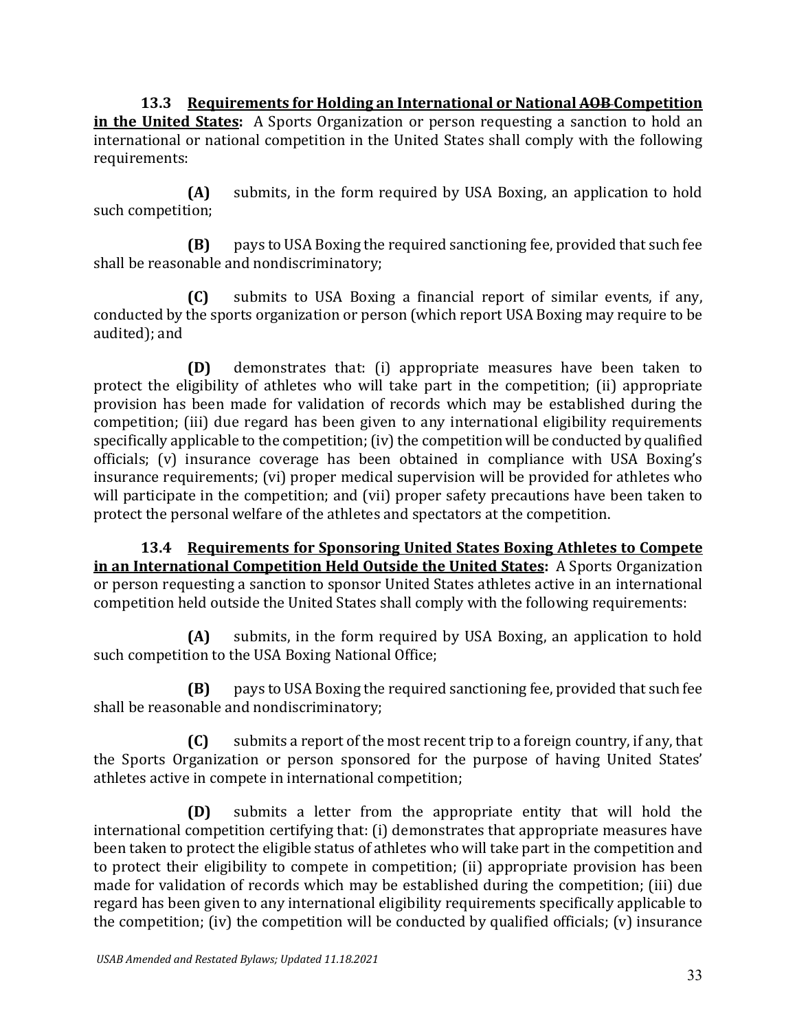**13.3 Requirements for Holding an International or National ~~AOB~~ Competition in the United States:** A Sports Organization or person requesting a sanction to hold an international or national competition in the United States shall comply with the following requirements:

**(A)** submits, in the form required by USA Boxing, an application to hold such competition;

**(B)** pays to USA Boxing the required sanctioning fee, provided that such fee shall be reasonable and nondiscriminatory;

**(C)** submits to USA Boxing a financial report of similar events, if any, conducted by the sports organization or person (which report USA Boxing may require to be audited); and

**(D)** demonstrates that: (i) appropriate measures have been taken to protect the eligibility of athletes who will take part in the competition; (ii) appropriate provision has been made for validation of records which may be established during the competition; (iii) due regard has been given to any international eligibility requirements specifically applicable to the competition; (iv) the competition will be conducted by qualified officials; (v) insurance coverage has been obtained in compliance with USA Boxing's insurance requirements; (vi) proper medical supervision will be provided for athletes who will participate in the competition; and (vii) proper safety precautions have been taken to protect the personal welfare of the athletes and spectators at the competition.

**13.4 Requirements for Sponsoring United States Boxing Athletes to Compete in an International Competition Held Outside the United States:** A Sports Organization or person requesting a sanction to sponsor United States athletes active in an international competition held outside the United States shall comply with the following requirements:

**(A)** submits, in the form required by USA Boxing, an application to hold such competition to the USA Boxing National Office;

**(B)** pays to USA Boxing the required sanctioning fee, provided that such fee shall be reasonable and nondiscriminatory;

**(C)** submits a report of the most recent trip to a foreign country, if any, that the Sports Organization or person sponsored for the purpose of having United States' athletes active in compete in international competition;

**(D)** submits a letter from the appropriate entity that will hold the international competition certifying that: (i) demonstrates that appropriate measures have been taken to protect the eligible status of athletes who will take part in the competition and to protect their eligibility to compete in competition; (ii) appropriate provision has been made for validation of records which may be established during the competition; (iii) due regard has been given to any international eligibility requirements specifically applicable to the competition; (iv) the competition will be conducted by qualified officials; (v) insurance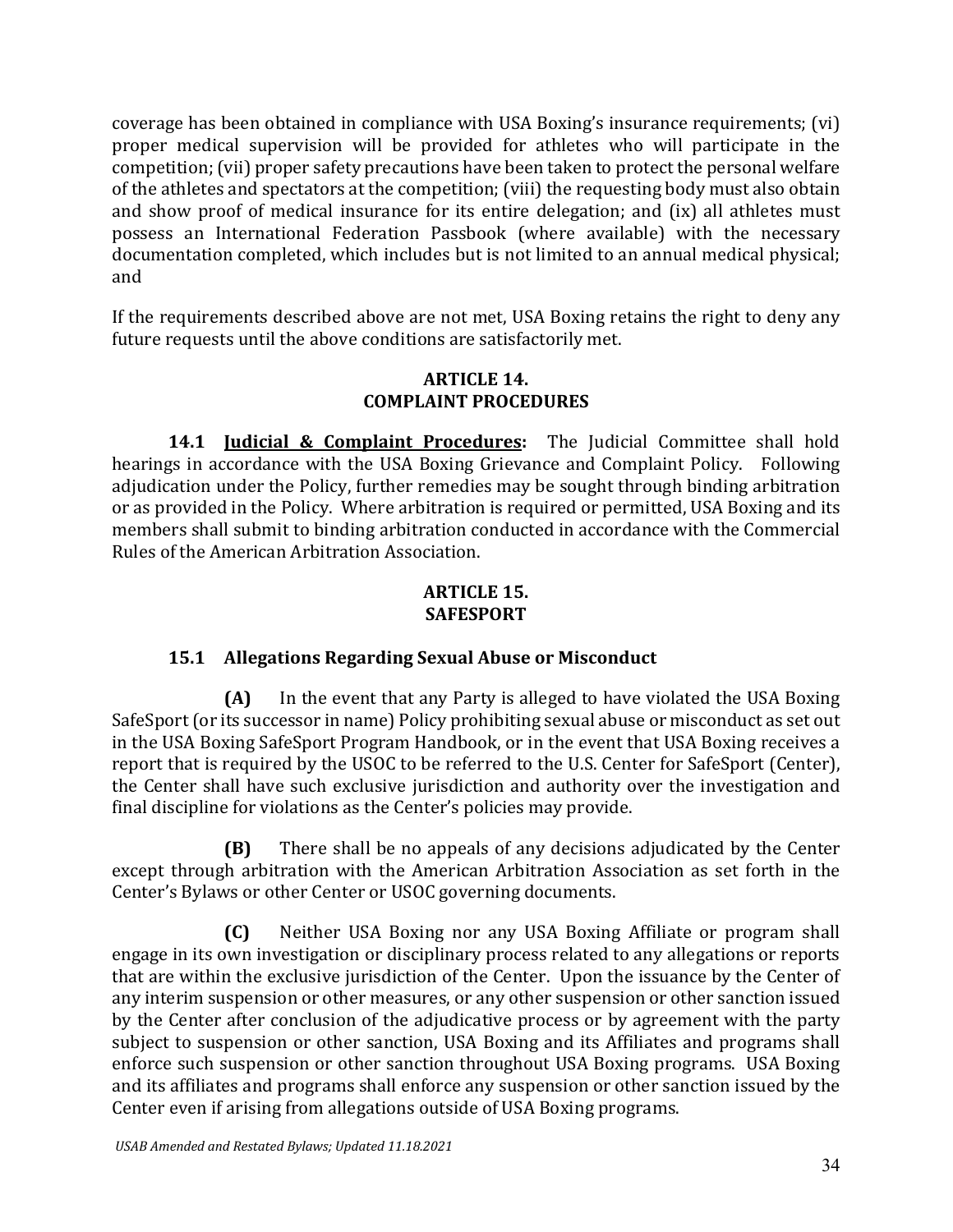coverage has been obtained in compliance with USA Boxing's insurance requirements; (vi) proper medical supervision will be provided for athletes who will participate in the competition; (vii) proper safety precautions have been taken to protect the personal welfare of the athletes and spectators at the competition; (viii) the requesting body must also obtain and show proof of medical insurance for its entire delegation; and (ix) all athletes must possess an International Federation Passbook (where available) with the necessary documentation completed, which includes but is not limited to an annual medical physical; and

If the requirements described above are not met, USA Boxing retains the right to deny any future requests until the above conditions are satisfactorily met.

## ARTICLE 14.
## COMPLAINT PROCEDURES

**14.1 <u>Judicial & Complaint Procedures</u>:** The Judicial Committee shall hold hearings in accordance with the USA Boxing Grievance and Complaint Policy. Following adjudication under the Policy, further remedies may be sought through binding arbitration or as provided in the Policy. Where arbitration is required or permitted, USA Boxing and its members shall submit to binding arbitration conducted in accordance with the Commercial Rules of the American Arbitration Association.

## ARTICLE 15.
## SAFESPORT

### 15.1 Allegations Regarding Sexual Abuse or Misconduct

**(A)** In the event that any Party is alleged to have violated the USA Boxing SafeSport (or its successor in name) Policy prohibiting sexual abuse or misconduct as set out in the USA Boxing SafeSport Program Handbook, or in the event that USA Boxing receives a report that is required by the USOC to be referred to the U.S. Center for SafeSport (Center), the Center shall have such exclusive jurisdiction and authority over the investigation and final discipline for violations as the Center's policies may provide.

**(B)** There shall be no appeals of any decisions adjudicated by the Center except through arbitration with the American Arbitration Association as set forth in the Center's Bylaws or other Center or USOC governing documents.

**(C)** Neither USA Boxing nor any USA Boxing Affiliate or program shall engage in its own investigation or disciplinary process related to any allegations or reports that are within the exclusive jurisdiction of the Center. Upon the issuance by the Center of any interim suspension or other measures, or any other suspension or other sanction issued by the Center after conclusion of the adjudicative process or by agreement with the party subject to suspension or other sanction, USA Boxing and its Affiliates and programs shall enforce such suspension or other sanction throughout USA Boxing programs. USA Boxing and its affiliates and programs shall enforce any suspension or other sanction issued by the Center even if arising from allegations outside of USA Boxing programs.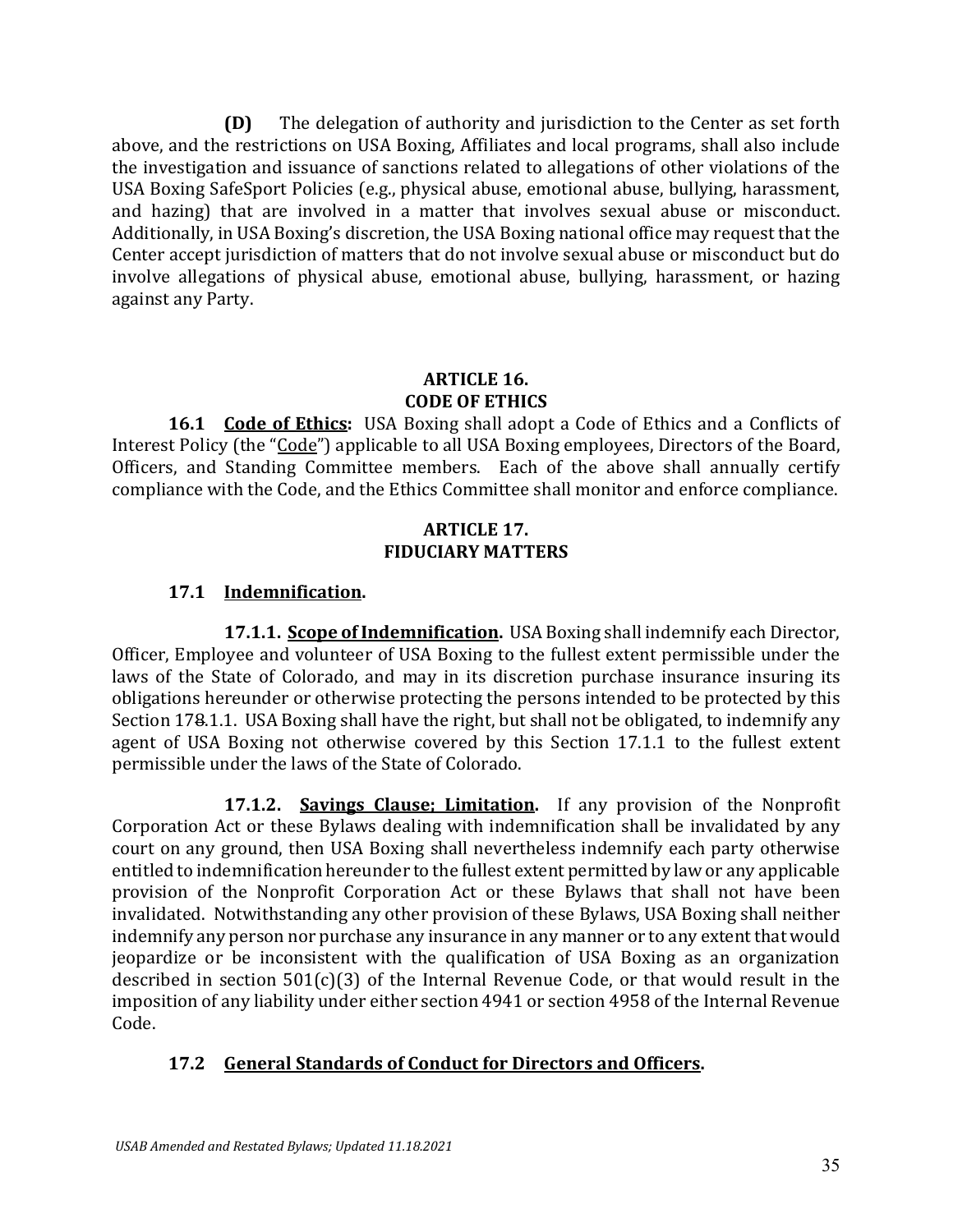**(D)** The delegation of authority and jurisdiction to the Center as set forth above, and the restrictions on USA Boxing, Affiliates and local programs, shall also include the investigation and issuance of sanctions related to allegations of other violations of the USA Boxing SafeSport Policies (e.g., physical abuse, emotional abuse, bullying, harassment, and hazing) that are involved in a matter that involves sexual abuse or misconduct. Additionally, in USA Boxing's discretion, the USA Boxing national office may request that the Center accept jurisdiction of matters that do not involve sexual abuse or misconduct but do involve allegations of physical abuse, emotional abuse, bullying, harassment, or hazing against any Party.

## ARTICLE 16.
## CODE OF ETHICS

**16.1 Code of Ethics:** USA Boxing shall adopt a Code of Ethics and a Conflicts of Interest Policy (the "Code") applicable to all USA Boxing employees, Directors of the Board, Officers, and Standing Committee members. Each of the above shall annually certify compliance with the Code, and the Ethics Committee shall monitor and enforce compliance.

## ARTICLE 17.
## FIDUCIARY MATTERS

### 17.1 Indemnification.

**17.1.1. Scope of Indemnification.** USA Boxing shall indemnify each Director, Officer, Employee and volunteer of USA Boxing to the fullest extent permissible under the laws of the State of Colorado, and may in its discretion purchase insurance insuring its obligations hereunder or otherwise protecting the persons intended to be protected by this Section 178.1.1. USA Boxing shall have the right, but shall not be obligated, to indemnify any agent of USA Boxing not otherwise covered by this Section 17.1.1 to the fullest extent permissible under the laws of the State of Colorado.

**17.1.2. Savings Clause; Limitation.** If any provision of the Nonprofit Corporation Act or these Bylaws dealing with indemnification shall be invalidated by any court on any ground, then USA Boxing shall nevertheless indemnify each party otherwise entitled to indemnification hereunder to the fullest extent permitted by law or any applicable provision of the Nonprofit Corporation Act or these Bylaws that shall not have been invalidated. Notwithstanding any other provision of these Bylaws, USA Boxing shall neither indemnify any person nor purchase any insurance in any manner or to any extent that would jeopardize or be inconsistent with the qualification of USA Boxing as an organization described in section 501(c)(3) of the Internal Revenue Code, or that would result in the imposition of any liability under either section 4941 or section 4958 of the Internal Revenue Code.

### 17.2 General Standards of Conduct for Directors and Officers.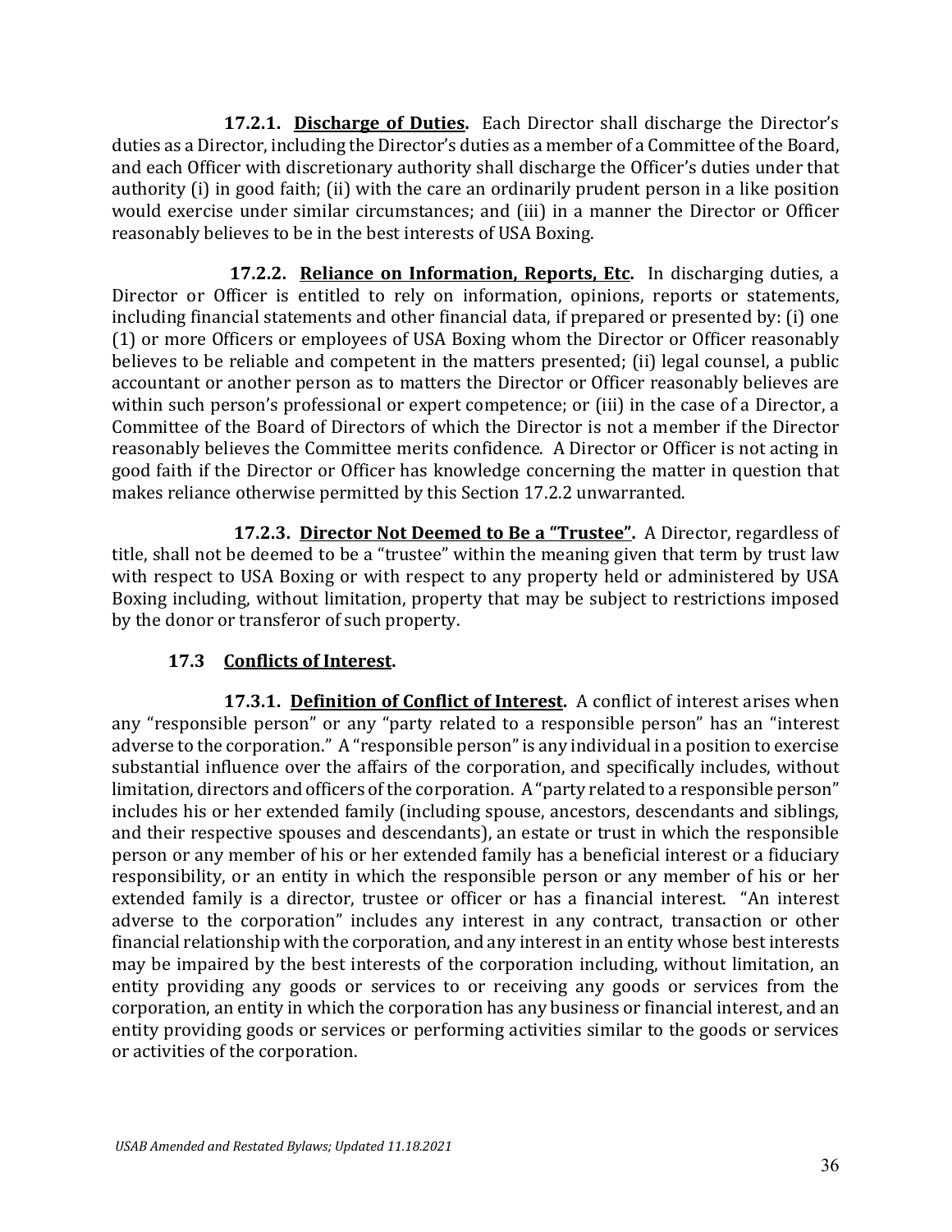**17.2.1. Discharge of Duties.** Each Director shall discharge the Director's duties as a Director, including the Director's duties as a member of a Committee of the Board, and each Officer with discretionary authority shall discharge the Officer's duties under that authority (i) in good faith; (ii) with the care an ordinarily prudent person in a like position would exercise under similar circumstances; and (iii) in a manner the Director or Officer reasonably believes to be in the best interests of USA Boxing.

**17.2.2. Reliance on Information, Reports, Etc.** In discharging duties, a Director or Officer is entitled to rely on information, opinions, reports or statements, including financial statements and other financial data, if prepared or presented by: (i) one (1) or more Officers or employees of USA Boxing whom the Director or Officer reasonably believes to be reliable and competent in the matters presented; (ii) legal counsel, a public accountant or another person as to matters the Director or Officer reasonably believes are within such person's professional or expert competence; or (iii) in the case of a Director, a Committee of the Board of Directors of which the Director is not a member if the Director reasonably believes the Committee merits confidence. A Director or Officer is not acting in good faith if the Director or Officer has knowledge concerning the matter in question that makes reliance otherwise permitted by this Section 17.2.2 unwarranted.

**17.2.3. Director Not Deemed to Be a "Trustee".** A Director, regardless of title, shall not be deemed to be a "trustee" within the meaning given that term by trust law with respect to USA Boxing or with respect to any property held or administered by USA Boxing including, without limitation, property that may be subject to restrictions imposed by the donor or transferor of such property.

### 17.3 Conflicts of Interest.

**17.3.1. Definition of Conflict of Interest.** A conflict of interest arises when any "responsible person" or any "party related to a responsible person" has an "interest adverse to the corporation." A "responsible person" is any individual in a position to exercise substantial influence over the affairs of the corporation, and specifically includes, without limitation, directors and officers of the corporation. A "party related to a responsible person" includes his or her extended family (including spouse, ancestors, descendants and siblings, and their respective spouses and descendants), an estate or trust in which the responsible person or any member of his or her extended family has a beneficial interest or a fiduciary responsibility, or an entity in which the responsible person or any member of his or her extended family is a director, trustee or officer or has a financial interest. "An interest adverse to the corporation" includes any interest in any contract, transaction or other financial relationship with the corporation, and any interest in an entity whose best interests may be impaired by the best interests of the corporation including, without limitation, an entity providing any goods or services to or receiving any goods or services from the corporation, an entity in which the corporation has any business or financial interest, and an entity providing goods or services or performing activities similar to the goods or services or activities of the corporation.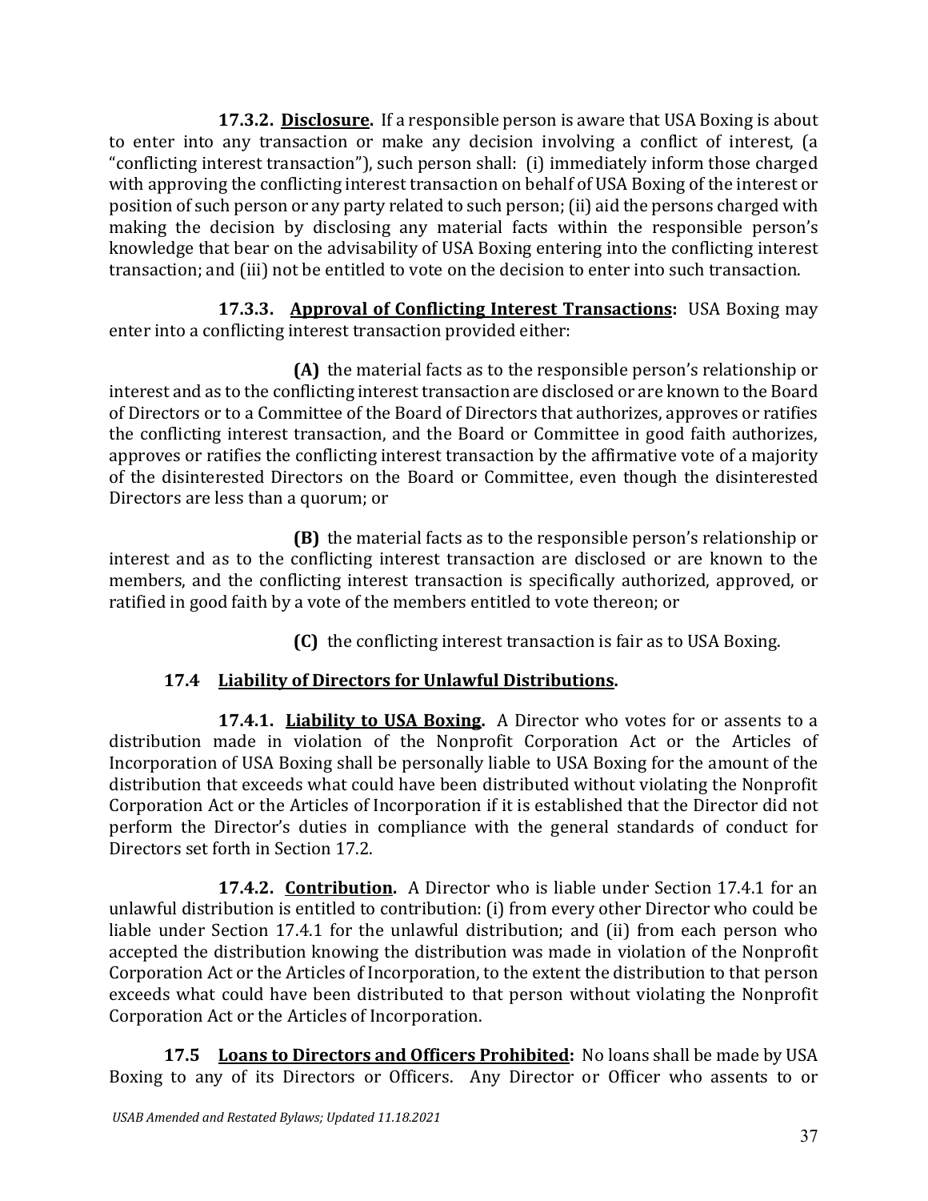**17.3.2. Disclosure.** If a responsible person is aware that USA Boxing is about to enter into any transaction or make any decision involving a conflict of interest, (a "conflicting interest transaction"), such person shall: (i) immediately inform those charged with approving the conflicting interest transaction on behalf of USA Boxing of the interest or position of such person or any party related to such person; (ii) aid the persons charged with making the decision by disclosing any material facts within the responsible person's knowledge that bear on the advisability of USA Boxing entering into the conflicting interest transaction; and (iii) not be entitled to vote on the decision to enter into such transaction.

**17.3.3. Approval of Conflicting Interest Transactions:** USA Boxing may enter into a conflicting interest transaction provided either:

**(A)** the material facts as to the responsible person's relationship or interest and as to the conflicting interest transaction are disclosed or are known to the Board of Directors or to a Committee of the Board of Directors that authorizes, approves or ratifies the conflicting interest transaction, and the Board or Committee in good faith authorizes, approves or ratifies the conflicting interest transaction by the affirmative vote of a majority of the disinterested Directors on the Board or Committee, even though the disinterested Directors are less than a quorum; or

**(B)** the material facts as to the responsible person's relationship or interest and as to the conflicting interest transaction are disclosed or are known to the members, and the conflicting interest transaction is specifically authorized, approved, or ratified in good faith by a vote of the members entitled to vote thereon; or

**(C)** the conflicting interest transaction is fair as to USA Boxing.

**17.4 Liability of Directors for Unlawful Distributions.**

**17.4.1. Liability to USA Boxing.** A Director who votes for or assents to a distribution made in violation of the Nonprofit Corporation Act or the Articles of Incorporation of USA Boxing shall be personally liable to USA Boxing for the amount of the distribution that exceeds what could have been distributed without violating the Nonprofit Corporation Act or the Articles of Incorporation if it is established that the Director did not perform the Director's duties in compliance with the general standards of conduct for Directors set forth in Section 17.2.

**17.4.2. Contribution.** A Director who is liable under Section 17.4.1 for an unlawful distribution is entitled to contribution: (i) from every other Director who could be liable under Section 17.4.1 for the unlawful distribution; and (ii) from each person who accepted the distribution knowing the distribution was made in violation of the Nonprofit Corporation Act or the Articles of Incorporation, to the extent the distribution to that person exceeds what could have been distributed to that person without violating the Nonprofit Corporation Act or the Articles of Incorporation.

**17.5 Loans to Directors and Officers Prohibited:** No loans shall be made by USA Boxing to any of its Directors or Officers. Any Director or Officer who assents to or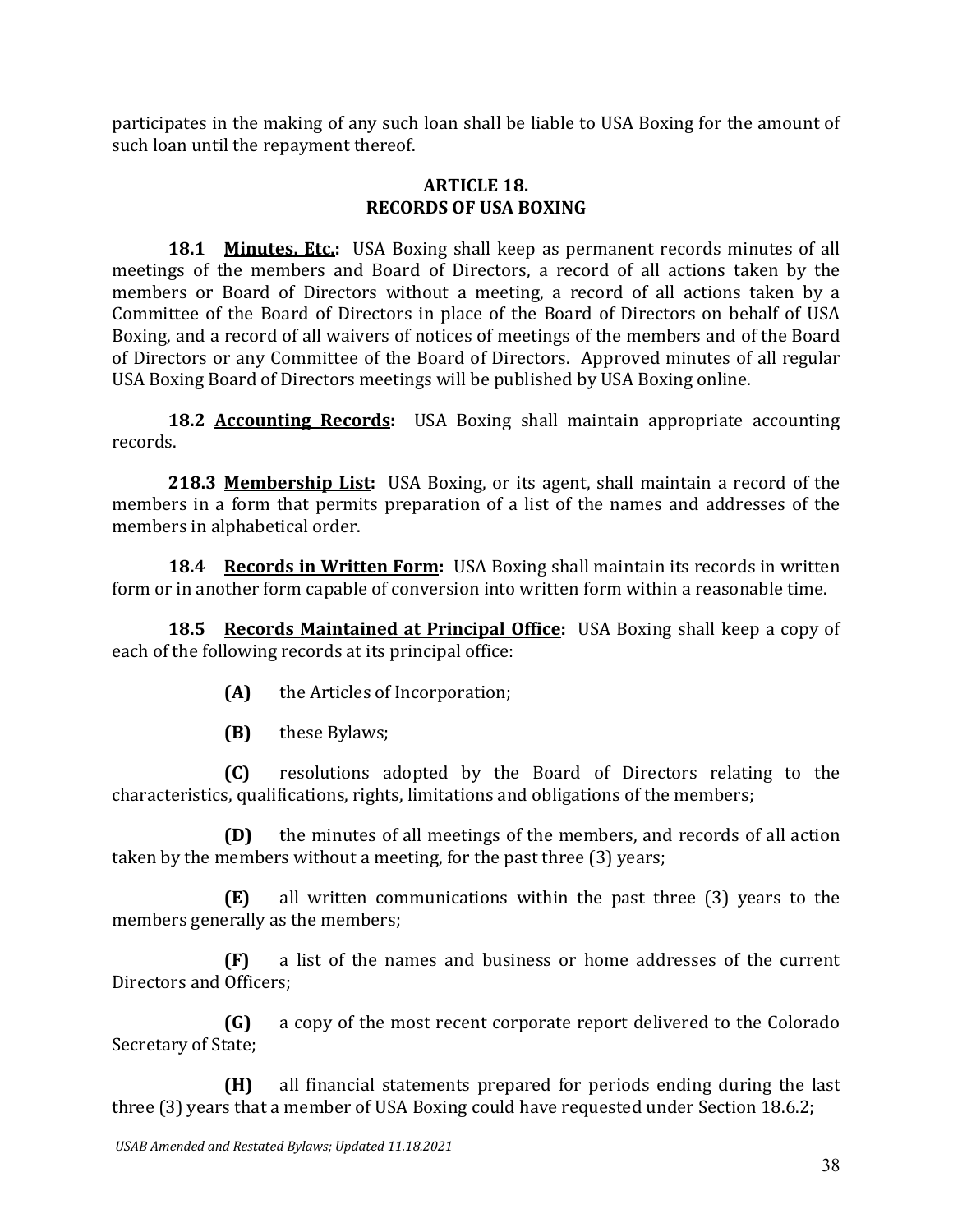participates in the making of any such loan shall be liable to USA Boxing for the amount of such loan until the repayment thereof.

## ARTICLE 18.
## RECORDS OF USA BOXING

**18.1 Minutes, Etc.:** USA Boxing shall keep as permanent records minutes of all meetings of the members and Board of Directors, a record of all actions taken by the members or Board of Directors without a meeting, a record of all actions taken by a Committee of the Board of Directors in place of the Board of Directors on behalf of USA Boxing, and a record of all waivers of notices of meetings of the members and of the Board of Directors or any Committee of the Board of Directors. Approved minutes of all regular USA Boxing Board of Directors meetings will be published by USA Boxing online.

**18.2 Accounting Records:** USA Boxing shall maintain appropriate accounting records.

**218.3 Membership List:** USA Boxing, or its agent, shall maintain a record of the members in a form that permits preparation of a list of the names and addresses of the members in alphabetical order.

**18.4 Records in Written Form:** USA Boxing shall maintain its records in written form or in another form capable of conversion into written form within a reasonable time.

**18.5 Records Maintained at Principal Office:** USA Boxing shall keep a copy of each of the following records at its principal office:

**(A)** the Articles of Incorporation;

**(B)** these Bylaws;

**(C)** resolutions adopted by the Board of Directors relating to the characteristics, qualifications, rights, limitations and obligations of the members;

**(D)** the minutes of all meetings of the members, and records of all action taken by the members without a meeting, for the past three (3) years;

**(E)** all written communications within the past three (3) years to the members generally as the members;

**(F)** a list of the names and business or home addresses of the current Directors and Officers;

**(G)** a copy of the most recent corporate report delivered to the Colorado Secretary of State;

**(H)** all financial statements prepared for periods ending during the last three (3) years that a member of USA Boxing could have requested under Section 18.6.2;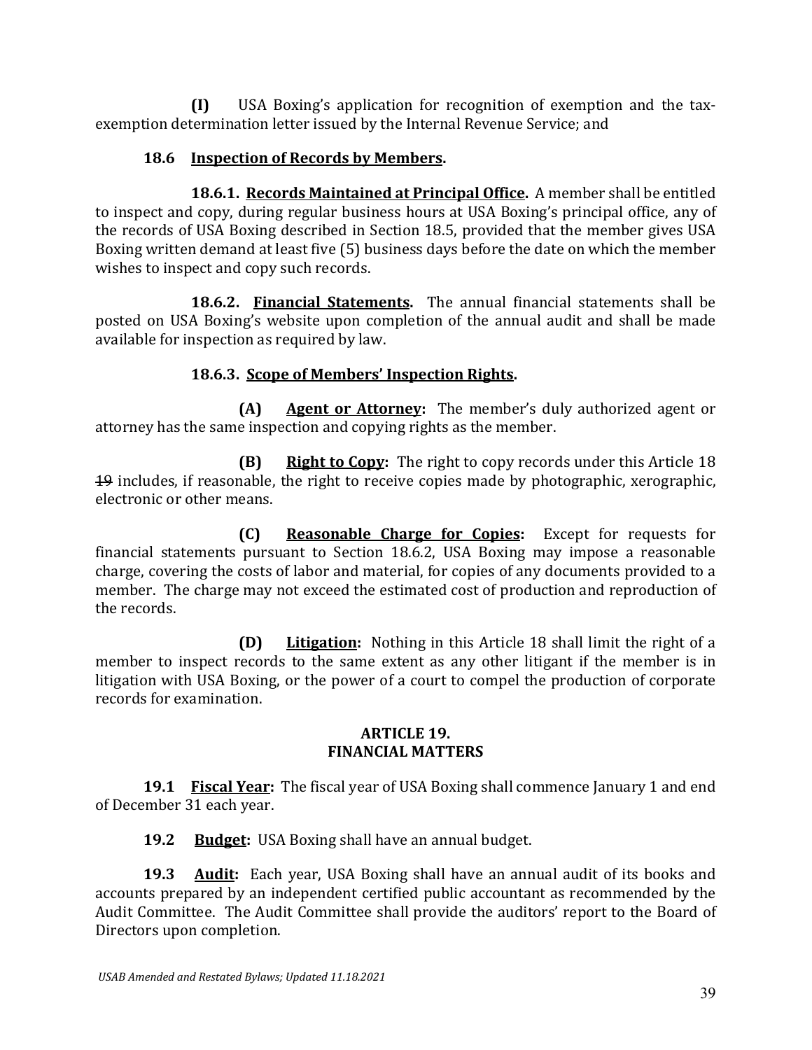**(I)** USA Boxing's application for recognition of exemption and the tax-exemption determination letter issued by the Internal Revenue Service; and

### 18.6 Inspection of Records by Members.

**18.6.1. Records Maintained at Principal Office.** A member shall be entitled to inspect and copy, during regular business hours at USA Boxing's principal office, any of the records of USA Boxing described in Section 18.5, provided that the member gives USA Boxing written demand at least five (5) business days before the date on which the member wishes to inspect and copy such records.

**18.6.2. Financial Statements.** The annual financial statements shall be posted on USA Boxing's website upon completion of the annual audit and shall be made available for inspection as required by law.

**18.6.3. Scope of Members' Inspection Rights.**

**(A) Agent or Attorney:** The member's duly authorized agent or attorney has the same inspection and copying rights as the member.

**(B) Right to Copy:** The right to copy records under this Article 18 ~~19~~ includes, if reasonable, the right to receive copies made by photographic, xerographic, electronic or other means.

**(C) Reasonable Charge for Copies:** Except for requests for financial statements pursuant to Section 18.6.2, USA Boxing may impose a reasonable charge, covering the costs of labor and material, for copies of any documents provided to a member. The charge may not exceed the estimated cost of production and reproduction of the records.

**(D) Litigation:** Nothing in this Article 18 shall limit the right of a member to inspect records to the same extent as any other litigant if the member is in litigation with USA Boxing, or the power of a court to compel the production of corporate records for examination.

## ARTICLE 19.
## FINANCIAL MATTERS

**19.1 Fiscal Year:** The fiscal year of USA Boxing shall commence January 1 and end of December 31 each year.

**19.2 Budget:** USA Boxing shall have an annual budget.

**19.3 Audit:** Each year, USA Boxing shall have an annual audit of its books and accounts prepared by an independent certified public accountant as recommended by the Audit Committee. The Audit Committee shall provide the auditors' report to the Board of Directors upon completion.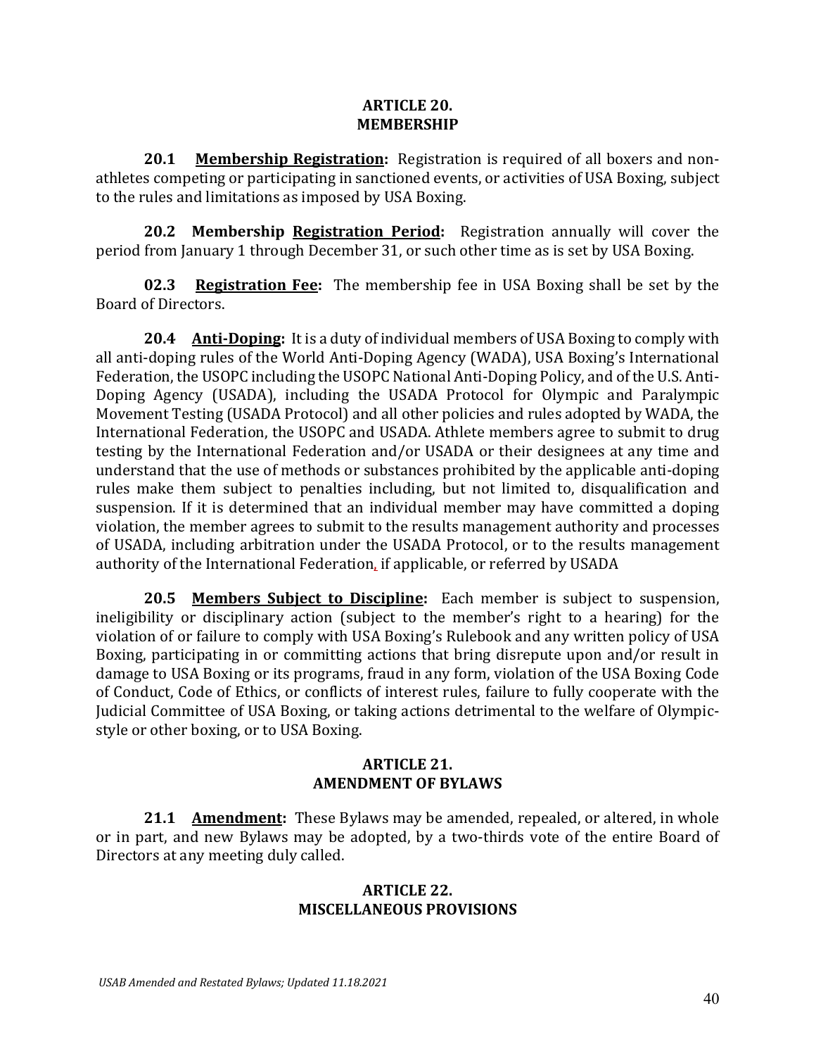## ARTICLE 20.
## MEMBERSHIP

**20.1 Membership Registration:** Registration is required of all boxers and non-athletes competing or participating in sanctioned events, or activities of USA Boxing, subject to the rules and limitations as imposed by USA Boxing.

**20.2 Membership Registration Period:** Registration annually will cover the period from January 1 through December 31, or such other time as is set by USA Boxing.

**02.3 Registration Fee:** The membership fee in USA Boxing shall be set by the Board of Directors.

**20.4 Anti-Doping:** It is a duty of individual members of USA Boxing to comply with all anti-doping rules of the World Anti-Doping Agency (WADA), USA Boxing's International Federation, the USOPC including the USOPC National Anti-Doping Policy, and of the U.S. Anti-Doping Agency (USADA), including the USADA Protocol for Olympic and Paralympic Movement Testing (USADA Protocol) and all other policies and rules adopted by WADA, the International Federation, the USOPC and USADA. Athlete members agree to submit to drug testing by the International Federation and/or USADA or their designees at any time and understand that the use of methods or substances prohibited by the applicable anti-doping rules make them subject to penalties including, but not limited to, disqualification and suspension. If it is determined that an individual member may have committed a doping violation, the member agrees to submit to the results management authority and processes of USADA, including arbitration under the USADA Protocol, or to the results management authority of the International Federation, if applicable, or referred by USADA

**20.5 Members Subject to Discipline:** Each member is subject to suspension, ineligibility or disciplinary action (subject to the member's right to a hearing) for the violation of or failure to comply with USA Boxing's Rulebook and any written policy of USA Boxing, participating in or committing actions that bring disrepute upon and/or result in damage to USA Boxing or its programs, fraud in any form, violation of the USA Boxing Code of Conduct, Code of Ethics, or conflicts of interest rules, failure to fully cooperate with the Judicial Committee of USA Boxing, or taking actions detrimental to the welfare of Olympic-style or other boxing, or to USA Boxing.

## ARTICLE 21.
## AMENDMENT OF BYLAWS

**21.1 Amendment:** These Bylaws may be amended, repealed, or altered, in whole or in part, and new Bylaws may be adopted, by a two-thirds vote of the entire Board of Directors at any meeting duly called.

## ARTICLE 22.
## MISCELLANEOUS PROVISIONS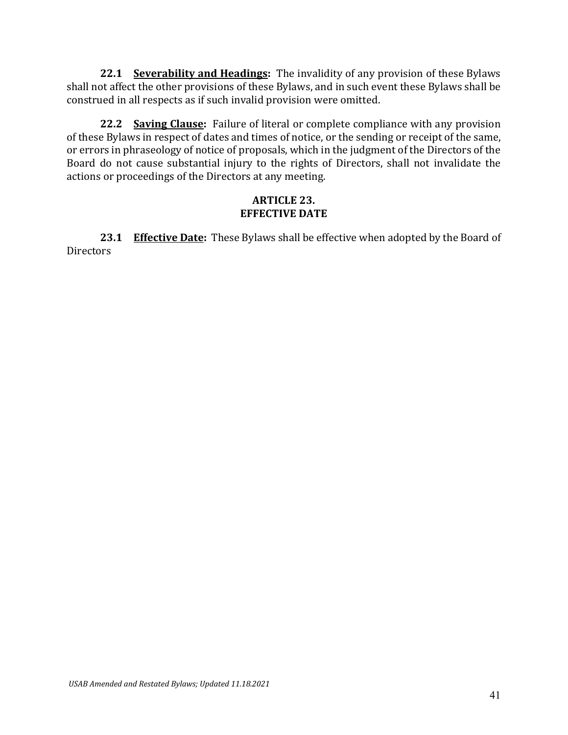**22.1 Severability and Headings:** The invalidity of any provision of these Bylaws shall not affect the other provisions of these Bylaws, and in such event these Bylaws shall be construed in all respects as if such invalid provision were omitted.

**22.2 Saving Clause:** Failure of literal or complete compliance with any provision of these Bylaws in respect of dates and times of notice, or the sending or receipt of the same, or errors in phraseology of notice of proposals, which in the judgment of the Directors of the Board do not cause substantial injury to the rights of Directors, shall not invalidate the actions or proceedings of the Directors at any meeting.

## ARTICLE 23.
## EFFECTIVE DATE

**23.1 Effective Date:** These Bylaws shall be effective when adopted by the Board of Directors